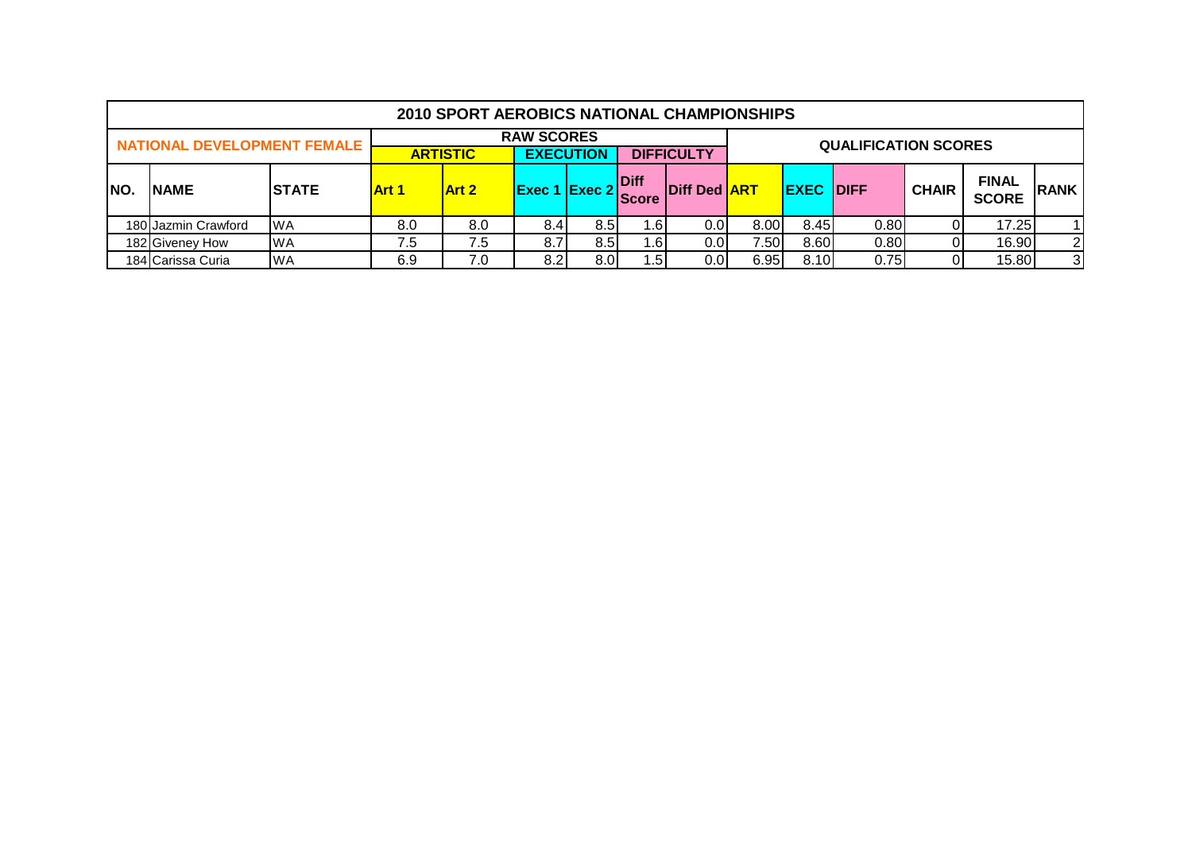## 2010 SPORT AEROBICS NATIONAL CHAMPIONSHIPS

| NATIONAL DEVELOPMENT FEMALE | | | RAW SCORES | | | | | | QUALIFICATION SCORES | | | | | |
|---|---|---|---|---|---|---|---|---|---|---|---|---|---|---|
| | | | ARTISTIC | | EXECUTION | | DIFFICULTY | | | | | | | |
| NO. | NAME | STATE | Art 1 | Art 2 | Exec 1 | Exec 2 | Diff Score | Diff Ded | ART | EXEC | DIFF | CHAIR | FINAL SCORE | RANK |
| 180 | Jazmin Crawford | WA | 8.0 | 8.0 | 8.4 | 8.5 | 1.6 | 0.0 | 8.00 | 8.45 | 0.80 | 0 | 17.25 | 1 |
| 182 | Giveney How | WA | 7.5 | 7.5 | 8.7 | 8.5 | 1.6 | 0.0 | 7.50 | 8.60 | 0.80 | 0 | 16.90 | 2 |
| 184 | Carissa Curia | WA | 6.9 | 7.0 | 8.2 | 8.0 | 1.5 | 0.0 | 6.95 | 8.10 | 0.75 | 0 | 15.80 | 3 |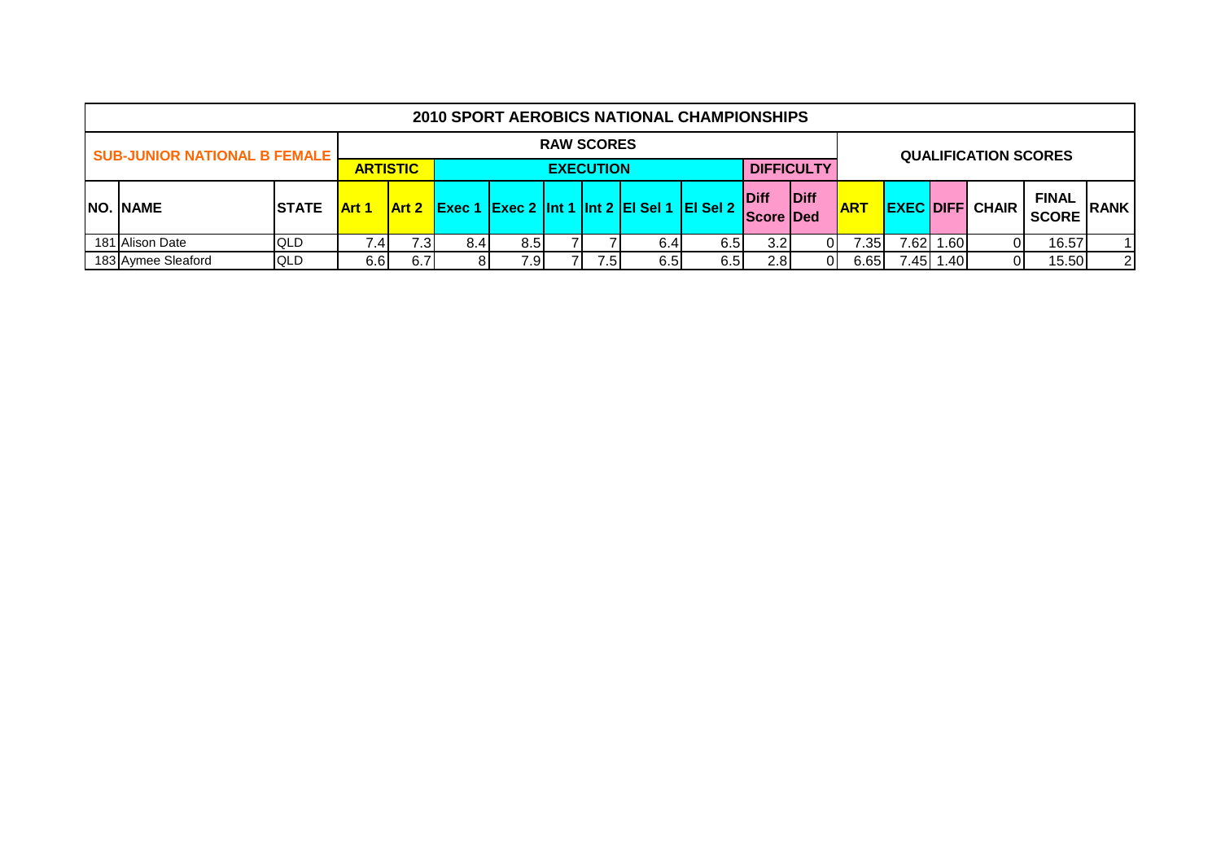## 2010 SPORT AEROBICS NATIONAL CHAMPIONSHIPS

| SUB-JUNIOR NATIONAL B FEMALE | | | RAW SCORES | | | | | | | | | | QUALIFICATION SCORES | | | | | |
|---|---|---|---|---|---|---|---|---|---|---|---|---|---|---|---|---|---|---|
| | | | ARTISTIC | | EXECUTION | | | | | | DIFFICULTY | | | | | | | |
| NO. | NAME | STATE | Art 1 | Art 2 | Exec 1 | Exec 2 | Int 1 | Int 2 | El Sel 1 | El Sel 2 | Diff Score | Diff Ded | ART | EXEC | DIFF | CHAIR | FINAL SCORE | RANK |
| 181 | Alison Date | QLD | 7.4 | 7.3 | 8.4 | 8.5 | 7 | 7 | 6.4 | 6.5 | 3.2 | 0 | 7.35 | 7.62 | 1.60 | 0 | 16.57 | 1 |
| 183 | Aymee Sleaford | QLD | 6.6 | 6.7 | 8 | 7.9 | 7 | 7.5 | 6.5 | 6.5 | 2.8 | 0 | 6.65 | 7.45 | 1.40 | 0 | 15.50 | 2 |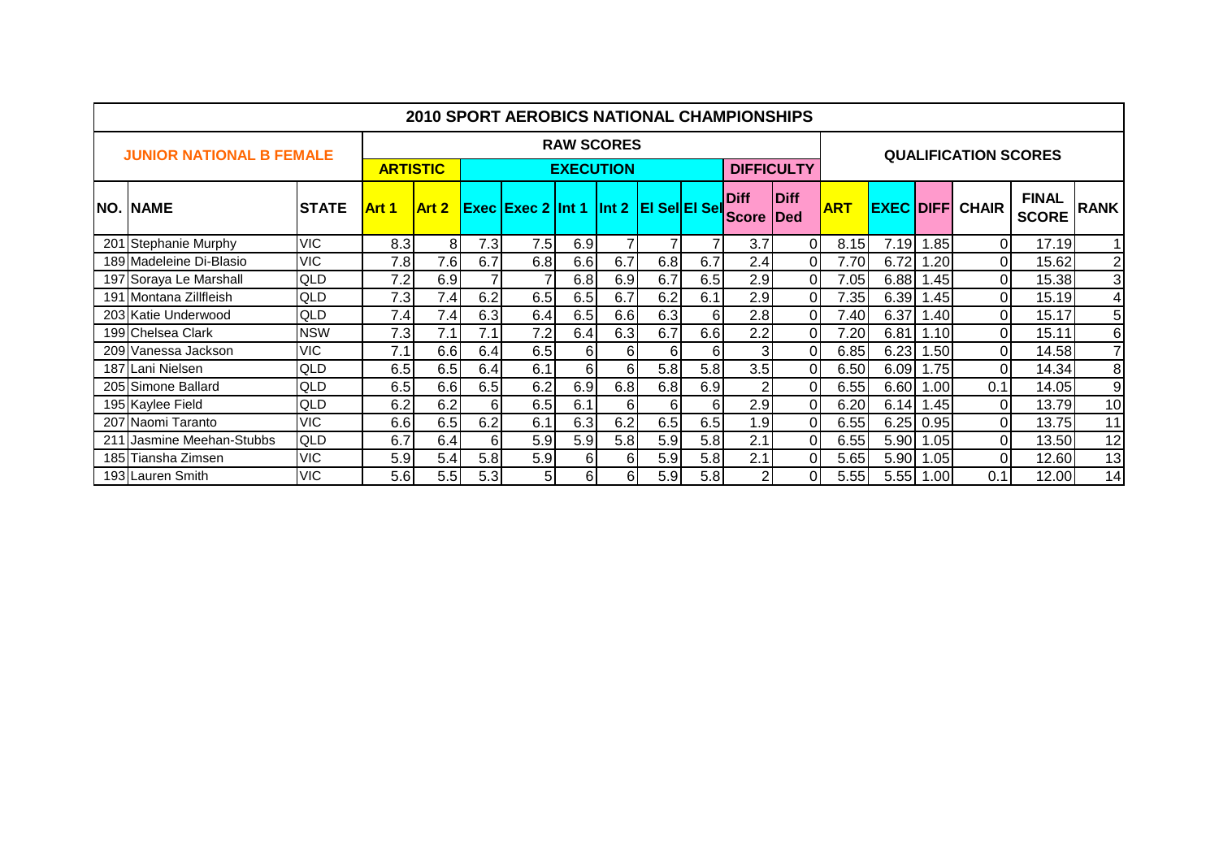# 2010 SPORT AEROBICS NATIONAL CHAMPIONSHIPS

## JUNIOR NATIONAL B FEMALE

| | | | RAW SCORES | | | | | | | | | | QUALIFICATION SCORES | | | | | |
|---|---|---|---|---|---|---|---|---|---|---|---|---|---|---|---|---|---|---|
| | | | ARTISTIC | | EXECUTION | | | | | | DIFFICULTY | | | | | | | |
| NO. | NAME | STATE | Art 1 | Art 2 | Exec | Exec 2 | Int 1 | Int 2 | El Sel | El Sel | Diff Score | Diff Ded | ART | EXEC | DIFF | CHAIR | FINAL SCORE | RANK |
| 201 | Stephanie Murphy | VIC | 8.3 | 8 | 7.3 | 7.5 | 6.9 | 7 | 7 | 7 | 3.7 | 0 | 8.15 | 7.19 | 1.85 | 0 | 17.19 | 1 |
| 189 | Madeleine Di-Blasio | VIC | 7.8 | 7.6 | 6.7 | 6.8 | 6.6 | 6.7 | 6.8 | 6.7 | 2.4 | 0 | 7.70 | 6.72 | 1.20 | 0 | 15.62 | 2 |
| 197 | Soraya Le Marshall | QLD | 7.2 | 6.9 | 7 | 7 | 6.8 | 6.9 | 6.7 | 6.5 | 2.9 | 0 | 7.05 | 6.88 | 1.45 | 0 | 15.38 | 3 |
| 191 | Montana Zillfleish | QLD | 7.3 | 7.4 | 6.2 | 6.5 | 6.5 | 6.7 | 6.2 | 6.1 | 2.9 | 0 | 7.35 | 6.39 | 1.45 | 0 | 15.19 | 4 |
| 203 | Katie Underwood | QLD | 7.4 | 7.4 | 6.3 | 6.4 | 6.5 | 6.6 | 6.3 | 6 | 2.8 | 0 | 7.40 | 6.37 | 1.40 | 0 | 15.17 | 5 |
| 199 | Chelsea Clark | NSW | 7.3 | 7.1 | 7.1 | 7.2 | 6.4 | 6.3 | 6.7 | 6.6 | 2.2 | 0 | 7.20 | 6.81 | 1.10 | 0 | 15.11 | 6 |
| 209 | Vanessa Jackson | VIC | 7.1 | 6.6 | 6.4 | 6.5 | 6 | 6 | 6 | 6 | 3 | 0 | 6.85 | 6.23 | 1.50 | 0 | 14.58 | 7 |
| 187 | Lani Nielsen | QLD | 6.5 | 6.5 | 6.4 | 6.1 | 6 | 6 | 5.8 | 5.8 | 3.5 | 0 | 6.50 | 6.09 | 1.75 | 0 | 14.34 | 8 |
| 205 | Simone Ballard | QLD | 6.5 | 6.6 | 6.5 | 6.2 | 6.9 | 6.8 | 6.8 | 6.9 | 2 | 0 | 6.55 | 6.60 | 1.00 | 0.1 | 14.05 | 9 |
| 195 | Kaylee Field | QLD | 6.2 | 6.2 | 6 | 6.5 | 6.1 | 6 | 6 | 6 | 2.9 | 0 | 6.20 | 6.14 | 1.45 | 0 | 13.79 | 10 |
| 207 | Naomi Taranto | VIC | 6.6 | 6.5 | 6.2 | 6.1 | 6.3 | 6.2 | 6.5 | 6.5 | 1.9 | 0 | 6.55 | 6.25 | 0.95 | 0 | 13.75 | 11 |
| 211 | Jasmine Meehan-Stubbs | QLD | 6.7 | 6.4 | 6 | 5.9 | 5.9 | 5.8 | 5.9 | 5.8 | 2.1 | 0 | 6.55 | 5.90 | 1.05 | 0 | 13.50 | 12 |
| 185 | Tiansha Zimsen | VIC | 5.9 | 5.4 | 5.8 | 5.9 | 6 | 6 | 5.9 | 5.8 | 2.1 | 0 | 5.65 | 5.90 | 1.05 | 0 | 12.60 | 13 |
| 193 | Lauren Smith | VIC | 5.6 | 5.5 | 5.3 | 5 | 6 | 6 | 5.9 | 5.8 | 2 | 0 | 5.55 | 5.55 | 1.00 | 0.1 | 12.00 | 14 |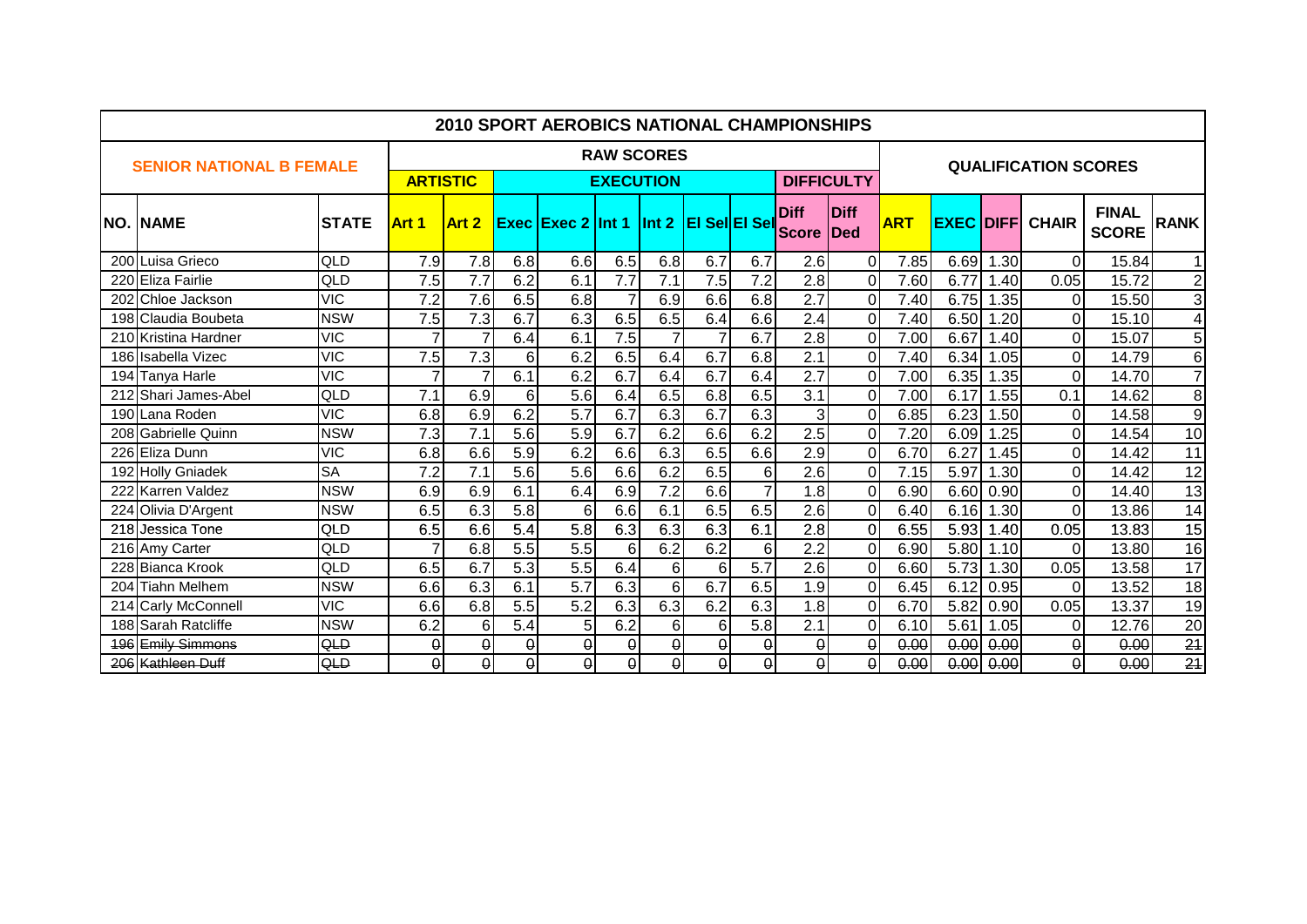# 2010 SPORT AEROBICS NATIONAL CHAMPIONSHIPS

## SENIOR NATIONAL B FEMALE

| | | | RAW SCORES | | | | | | | | | | QUALIFICATION SCORES | | | | | |
|---|---|---|---|---|---|---|---|---|---|---|---|---|---|---|---|---|---|---|
| | | | ARTISTIC | | EXECUTION | | | | | | DIFFICULTY | | | | | | | |
| NO. | NAME | STATE | Art 1 | Art 2 | Exec | Exec 2 | Int 1 | Int 2 | El Sel | El Sel | Diff Score | Diff Ded | ART | EXEC | DIFF | CHAIR | FINAL SCORE | RANK |
| 200 | Luisa Grieco | QLD | 7.9 | 7.8 | 6.8 | 6.6 | 6.5 | 6.8 | 6.7 | 6.7 | 2.6 | 0 | 7.85 | 6.69 | 1.30 | 0 | 15.84 | 1 |
| 220 | Eliza Fairlie | QLD | 7.5 | 7.7 | 6.2 | 6.1 | 7.7 | 7.1 | 7.5 | 7.2 | 2.8 | 0 | 7.60 | 6.77 | 1.40 | 0.05 | 15.72 | 2 |
| 202 | Chloe Jackson | VIC | 7.2 | 7.6 | 6.5 | 6.8 | 7 | 6.9 | 6.6 | 6.8 | 2.7 | 0 | 7.40 | 6.75 | 1.35 | 0 | 15.50 | 3 |
| 198 | Claudia Boubeta | NSW | 7.5 | 7.3 | 6.7 | 6.3 | 6.5 | 6.5 | 6.4 | 6.6 | 2.4 | 0 | 7.40 | 6.50 | 1.20 | 0 | 15.10 | 4 |
| 210 | Kristina Hardner | VIC | 7 | 7 | 6.4 | 6.1 | 7.5 | 7 | 7 | 6.7 | 2.8 | 0 | 7.00 | 6.67 | 1.40 | 0 | 15.07 | 5 |
| 186 | Isabella Vizec | VIC | 7.5 | 7.3 | 6 | 6.2 | 6.5 | 6.4 | 6.7 | 6.8 | 2.1 | 0 | 7.40 | 6.34 | 1.05 | 0 | 14.79 | 6 |
| 194 | Tanya Harle | VIC | 7 | 7 | 6.1 | 6.2 | 6.7 | 6.4 | 6.7 | 6.4 | 2.7 | 0 | 7.00 | 6.35 | 1.35 | 0 | 14.70 | 7 |
| 212 | Shari James-Abel | QLD | 7.1 | 6.9 | 6 | 5.6 | 6.4 | 6.5 | 6.8 | 6.5 | 3.1 | 0 | 7.00 | 6.17 | 1.55 | 0.1 | 14.62 | 8 |
| 190 | Lana Roden | VIC | 6.8 | 6.9 | 6.2 | 5.7 | 6.7 | 6.3 | 6.7 | 6.3 | 3 | 0 | 6.85 | 6.23 | 1.50 | 0 | 14.58 | 9 |
| 208 | Gabrielle Quinn | NSW | 7.3 | 7.1 | 5.6 | 5.9 | 6.7 | 6.2 | 6.6 | 6.2 | 2.5 | 0 | 7.20 | 6.09 | 1.25 | 0 | 14.54 | 10 |
| 226 | Eliza Dunn | VIC | 6.8 | 6.6 | 5.9 | 6.2 | 6.6 | 6.3 | 6.5 | 6.6 | 2.9 | 0 | 6.70 | 6.27 | 1.45 | 0 | 14.42 | 11 |
| 192 | Holly Gniadek | SA | 7.2 | 7.1 | 5.6 | 5.6 | 6.6 | 6.2 | 6.5 | 6 | 2.6 | 0 | 7.15 | 5.97 | 1.30 | 0 | 14.42 | 12 |
| 222 | Karren Valdez | NSW | 6.9 | 6.9 | 6.1 | 6.4 | 6.9 | 7.2 | 6.6 | 7 | 1.8 | 0 | 6.90 | 6.60 | 0.90 | 0 | 14.40 | 13 |
| 224 | Olivia D'Argent | NSW | 6.5 | 6.3 | 5.8 | 6 | 6.6 | 6.1 | 6.5 | 6.5 | 2.6 | 0 | 6.40 | 6.16 | 1.30 | 0 | 13.86 | 14 |
| 218 | Jessica Tone | QLD | 6.5 | 6.6 | 5.4 | 5.8 | 6.3 | 6.3 | 6.3 | 6.1 | 2.8 | 0 | 6.55 | 5.93 | 1.40 | 0.05 | 13.83 | 15 |
| 216 | Amy Carter | QLD | 7 | 6.8 | 5.5 | 5.5 | 6 | 6.2 | 6.2 | 6 | 2.2 | 0 | 6.90 | 5.80 | 1.10 | 0 | 13.80 | 16 |
| 228 | Bianca Krook | QLD | 6.5 | 6.7 | 5.3 | 5.5 | 6.4 | 6 | 6 | 5.7 | 2.6 | 0 | 6.60 | 5.73 | 1.30 | 0.05 | 13.58 | 17 |
| 204 | Tiahn Melhem | NSW | 6.6 | 6.3 | 6.1 | 5.7 | 6.3 | 6 | 6.7 | 6.5 | 1.9 | 0 | 6.45 | 6.12 | 0.95 | 0 | 13.52 | 18 |
| 214 | Carly McConnell | VIC | 6.6 | 6.8 | 5.5 | 5.2 | 6.3 | 6.3 | 6.2 | 6.3 | 1.8 | 0 | 6.70 | 5.82 | 0.90 | 0.05 | 13.37 | 19 |
| 188 | Sarah Ratcliffe | NSW | 6.2 | 6 | 5.4 | 5 | 6.2 | 6 | 6 | 5.8 | 2.1 | 0 | 6.10 | 5.61 | 1.05 | 0 | 12.76 | 20 |
| ~~196~~ | ~~Emily Simmons~~ | ~~QLD~~ | ~~0~~ | ~~0~~ | ~~0~~ | ~~0~~ | ~~0~~ | ~~0~~ | ~~0~~ | ~~0~~ | ~~0~~ | ~~0~~ | ~~0.00~~ | ~~0.00~~ | ~~0.00~~ | ~~0~~ | ~~0.00~~ | ~~21~~ |
| ~~206~~ | ~~Kathleen Duff~~ | ~~QLD~~ | ~~0~~ | ~~0~~ | ~~0~~ | ~~0~~ | ~~0~~ | ~~0~~ | ~~0~~ | ~~0~~ | ~~0~~ | ~~0~~ | ~~0.00~~ | ~~0.00~~ | ~~0.00~~ | ~~0~~ | ~~0.00~~ | ~~21~~ |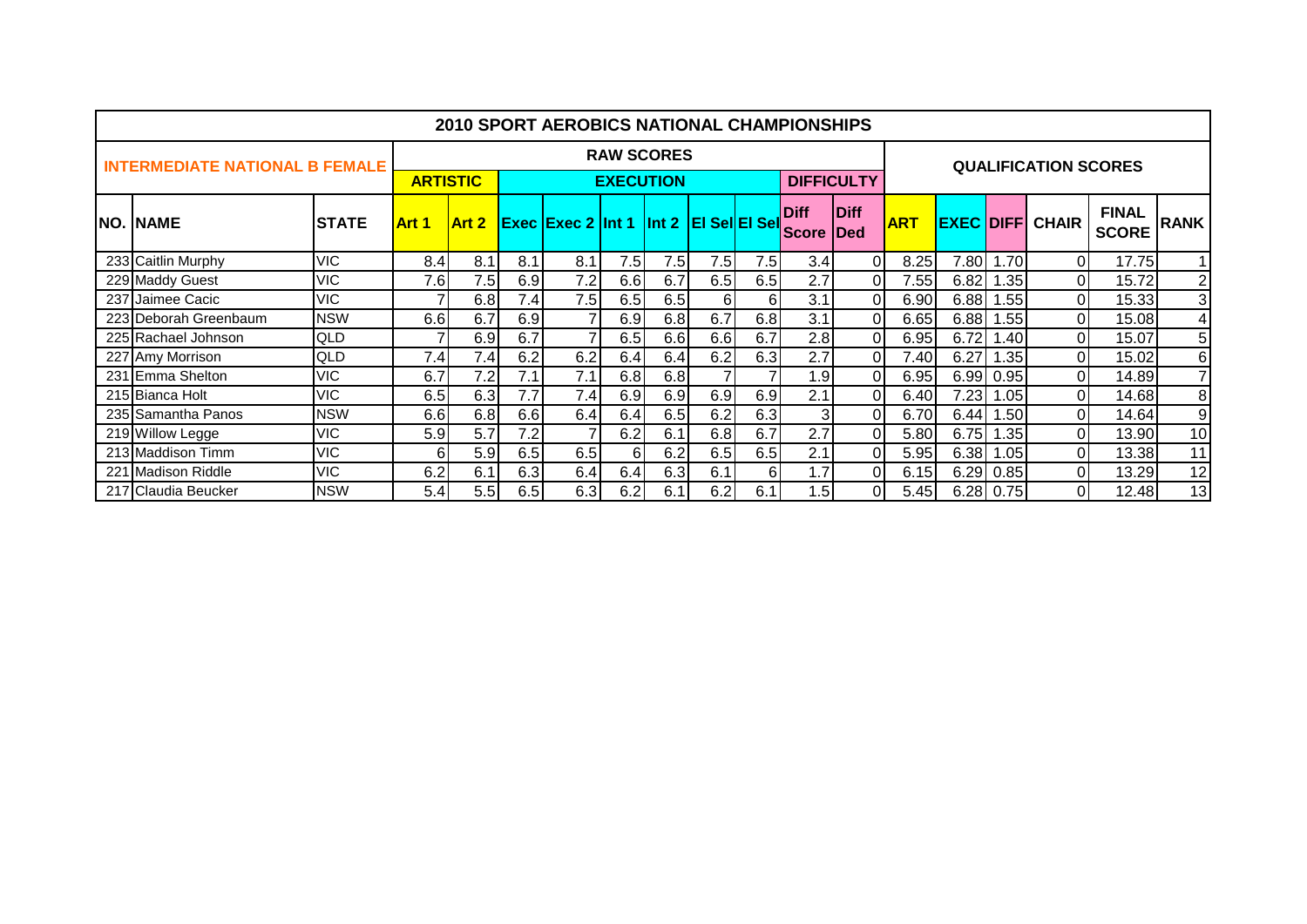# 2010 SPORT AEROBICS NATIONAL CHAMPIONSHIPS

| INTERMEDIATE NATIONAL B FEMALE | | | RAW SCORES | | | | | | | | | | | | QUALIFICATION SCORES | | | | | |
|---|---|---|---|---|---|---|---|---|---|---|---|---|---|---|---|---|---|---|---|---|
| | | | ARTISTIC | | EXECUTION | | | | | | DIFFICULTY | | | | | | | | |
| NO. | NAME | STATE | Art 1 | Art 2 | Exec | Exec 2 | Int 1 | Int 2 | El Sel | El Sel | Diff Score | Diff Ded | ART | EXEC | DIFF | CHAIR | FINAL SCORE | RANK |
| 233 | Caitlin Murphy | VIC | 8.4 | 8.1 | 8.1 | 8.1 | 7.5 | 7.5 | 7.5 | 7.5 | 3.4 | 0 | 8.25 | 7.80 | 1.70 | 0 | 17.75 | 1 |
| 229 | Maddy Guest | VIC | 7.6 | 7.5 | 6.9 | 7.2 | 6.6 | 6.7 | 6.5 | 6.5 | 2.7 | 0 | 7.55 | 6.82 | 1.35 | 0 | 15.72 | 2 |
| 237 | Jaimee Cacic | VIC | 7 | 6.8 | 7.4 | 7.5 | 6.5 | 6.5 | 6 | 6 | 3.1 | 0 | 6.90 | 6.88 | 1.55 | 0 | 15.33 | 3 |
| 223 | Deborah Greenbaum | NSW | 6.6 | 6.7 | 6.9 | 7 | 6.9 | 6.8 | 6.7 | 6.8 | 3.1 | 0 | 6.65 | 6.88 | 1.55 | 0 | 15.08 | 4 |
| 225 | Rachael Johnson | QLD | 7 | 6.9 | 6.7 | 7 | 6.5 | 6.6 | 6.6 | 6.7 | 2.8 | 0 | 6.95 | 6.72 | 1.40 | 0 | 15.07 | 5 |
| 227 | Amy Morrison | QLD | 7.4 | 7.4 | 6.2 | 6.2 | 6.4 | 6.4 | 6.2 | 6.3 | 2.7 | 0 | 7.40 | 6.27 | 1.35 | 0 | 15.02 | 6 |
| 231 | Emma Shelton | VIC | 6.7 | 7.2 | 7.1 | 7.1 | 6.8 | 6.8 | 7 | 7 | 1.9 | 0 | 6.95 | 6.99 | 0.95 | 0 | 14.89 | 7 |
| 215 | Bianca Holt | VIC | 6.5 | 6.3 | 7.7 | 7.4 | 6.9 | 6.9 | 6.9 | 6.9 | 2.1 | 0 | 6.40 | 7.23 | 1.05 | 0 | 14.68 | 8 |
| 235 | Samantha Panos | NSW | 6.6 | 6.8 | 6.6 | 6.4 | 6.4 | 6.5 | 6.2 | 6.3 | 3 | 0 | 6.70 | 6.44 | 1.50 | 0 | 14.64 | 9 |
| 219 | Willow Legge | VIC | 5.9 | 5.7 | 7.2 | 7 | 6.2 | 6.1 | 6.8 | 6.7 | 2.7 | 0 | 5.80 | 6.75 | 1.35 | 0 | 13.90 | 10 |
| 213 | Maddison Timm | VIC | 6 | 5.9 | 6.5 | 6.5 | 6 | 6.2 | 6.5 | 6.5 | 2.1 | 0 | 5.95 | 6.38 | 1.05 | 0 | 13.38 | 11 |
| 221 | Madison Riddle | VIC | 6.2 | 6.1 | 6.3 | 6.4 | 6.4 | 6.3 | 6.1 | 6 | 1.7 | 0 | 6.15 | 6.29 | 0.85 | 0 | 13.29 | 12 |
| 217 | Claudia Beucker | NSW | 5.4 | 5.5 | 6.5 | 6.3 | 6.2 | 6.1 | 6.2 | 6.1 | 1.5 | 0 | 5.45 | 6.28 | 0.75 | 0 | 12.48 | 13 |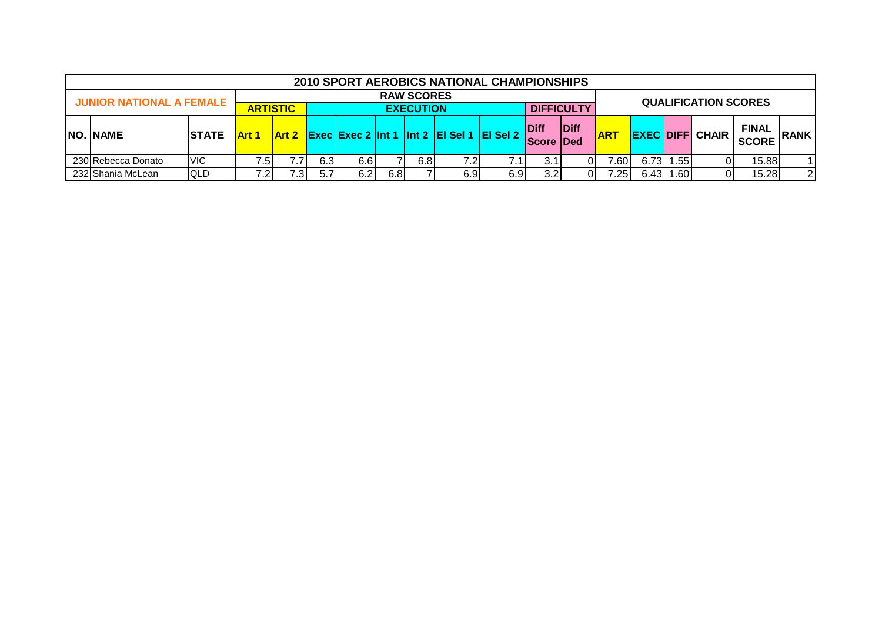| 2010 SPORT AEROBICS NATIONAL CHAMPIONSHIPS | | | | | | | | | | | | | | | | | | | |
|---|---|---|---|---|---|---|---|---|---|---|---|---|---|---|---|---|---|---|---|
| JUNIOR NATIONAL A FEMALE | | | RAW SCORES | | | | | | | | | | | QUALIFICATION SCORES | | | | | |
| | | | ARTISTIC | | EXECUTION | | | | | | DIFFICULTY | | | | | | | |
| NO. | NAME | STATE | Art 1 | Art 2 | Exec | Exec 2 | Int 1 | Int 2 | El Sel 1 | El Sel 2 | Diff Score | Diff Ded | ART | EXEC | DIFF | CHAIR | FINAL SCORE | RANK |
| 230 | Rebecca Donato | VIC | 7.5 | 7.7 | 6.3 | 6.6 | 7 | 6.8 | 7.2 | 7.1 | 3.1 | 0 | 7.60 | 6.73 | 1.55 | 0 | 15.88 | 1 |
| 232 | Shania McLean | QLD | 7.2 | 7.3 | 5.7 | 6.2 | 6.8 | 7 | 6.9 | 6.9 | 3.2 | 0 | 7.25 | 6.43 | 1.60 | 0 | 15.28 | 2 |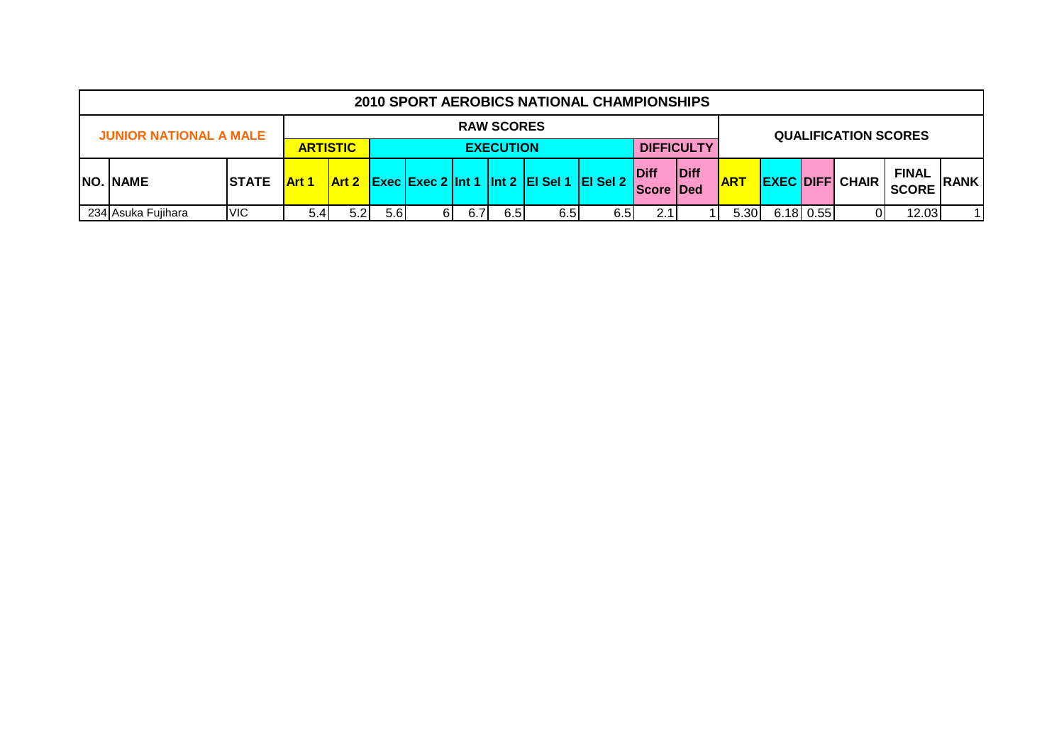| 2010 SPORT AEROBICS NATIONAL CHAMPIONSHIPS | | | | | | | | | | | | | | | | | | | | |
|---|---|---|---|---|---|---|---|---|---|---|---|---|---|---|---|---|---|---|---|---|
| JUNIOR NATIONAL A MALE | | | RAW SCORES | | | | | | | | | | | | QUALIFICATION SCORES | | | | | |
| | | | ARTISTIC | | EXECUTION | | | | | | DIFFICULTY | | | | | | | | | |
| NO. | NAME | STATE | Art 1 | Art 2 | Exec | Exec 2 | Int 1 | Int 2 | El Sel 1 | El Sel 2 | Diff Score | Diff Ded | ART | EXEC | DIFF | CHAIR | FINAL SCORE | RANK | | |
| 234 | Asuka Fujihara | VIC | 5.4 | 5.2 | 5.6 | 6 | 6.7 | 6.5 | 6.5 | 6.5 | 2.1 | 1 | 5.30 | 6.18 | 0.55 | 0 | 12.03 | 1 | | |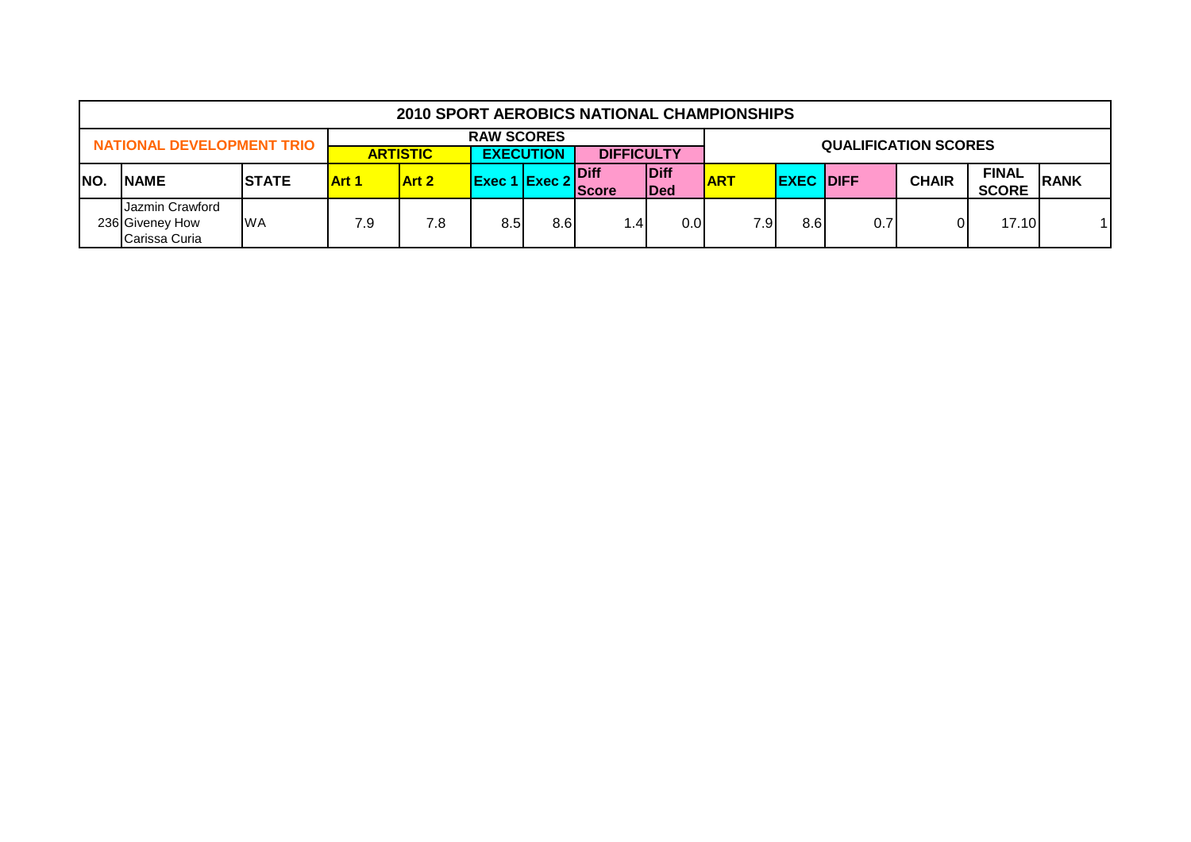| 2010 SPORT AEROBICS NATIONAL CHAMPIONSHIPS | | | | | | | | | | | | | | | |
|---|---|---|---|---|---|---|---|---|---|---|---|---|---|---|---|
| NATIONAL DEVELOPMENT TRIO | | | RAW SCORES | | | | | | QUALIFICATION SCORES | | | | | | |
| | | | ARTISTIC | | EXECUTION | | DIFFICULTY | | | | | | | | |
| NO. | NAME | STATE | Art 1 | Art 2 | Exec 1 | Exec 2 | Diff Score | Diff Ded | ART | EXEC | DIFF | CHAIR | FINAL SCORE | RANK |
| 236 | Jazmin Crawford<br>Giveney How<br>Carissa Curia | WA | 7.9 | 7.8 | 8.5 | 8.6 | 1.4 | 0.0 | 7.9 | 8.6 | 0.7 | 0 | 17.10 | 1 |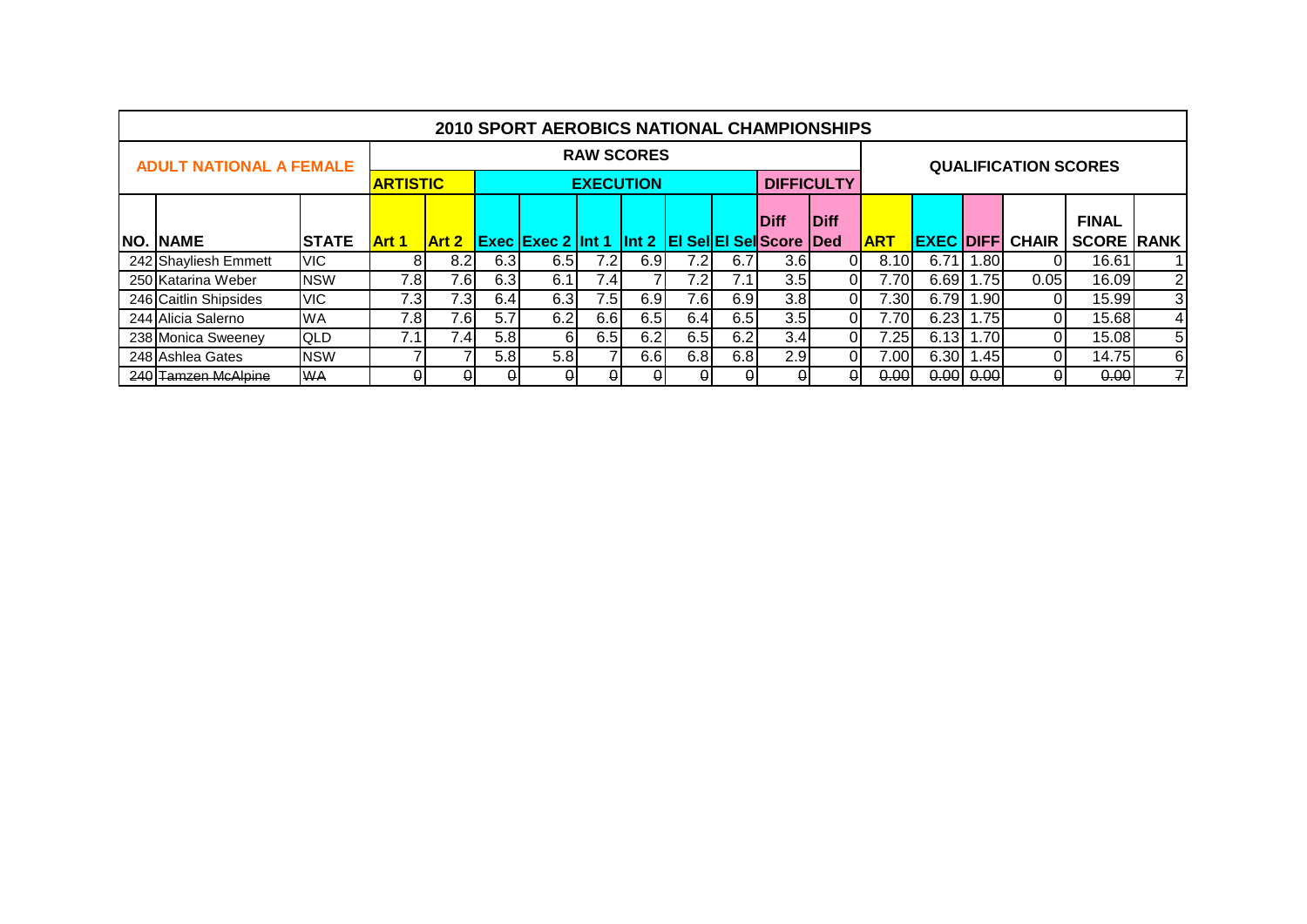# 2010 SPORT AEROBICS NATIONAL CHAMPIONSHIPS

| ADULT NATIONAL A FEMALE | | | RAW SCORES | | | | | | | | | | QUALIFICATION SCORES | | | | | |
|---|---|---|---|---|---|---|---|---|---|---|---|---|---|---|---|---|---|---|
| | | | ARTISTIC | | EXECUTION | | | | | | DIFFICULTY | | | | | | | |
| NO. | NAME | STATE | Art 1 | Art 2 | Exec | Exec 2 | Int 1 | Int 2 | El Sel | El Sel | Diff Score | Diff Ded | ART | EXEC | DIFF | CHAIR | FINAL SCORE | RANK |
| 242 | Shayliesh Emmett | VIC | 8 | 8.2 | 6.3 | 6.5 | 7.2 | 6.9 | 7.2 | 6.7 | 3.6 | 0 | 8.10 | 6.71 | 1.80 | 0 | 16.61 | 1 |
| 250 | Katarina Weber | NSW | 7.8 | 7.6 | 6.3 | 6.1 | 7.4 | 7 | 7.2 | 7.1 | 3.5 | 0 | 7.70 | 6.69 | 1.75 | 0.05 | 16.09 | 2 |
| 246 | Caitlin Shipsides | VIC | 7.3 | 7.3 | 6.4 | 6.3 | 7.5 | 6.9 | 7.6 | 6.9 | 3.8 | 0 | 7.30 | 6.79 | 1.90 | 0 | 15.99 | 3 |
| 244 | Alicia Salerno | WA | 7.8 | 7.6 | 5.7 | 6.2 | 6.6 | 6.5 | 6.4 | 6.5 | 3.5 | 0 | 7.70 | 6.23 | 1.75 | 0 | 15.68 | 4 |
| 238 | Monica Sweeney | QLD | 7.1 | 7.4 | 5.8 | 6 | 6.5 | 6.2 | 6.5 | 6.2 | 3.4 | 0 | 7.25 | 6.13 | 1.70 | 0 | 15.08 | 5 |
| 248 | Ashlea Gates | NSW | 7 | 7 | 5.8 | 5.8 | 7 | 6.6 | 6.8 | 6.8 | 2.9 | 0 | 7.00 | 6.30 | 1.45 | 0 | 14.75 | 6 |
| ~~240~~ | ~~Tamzen McAlpine~~ | ~~WA~~ | ~~0~~ | ~~0~~ | ~~0~~ | ~~0~~ | ~~0~~ | ~~0~~ | ~~0~~ | ~~0~~ | ~~0~~ | ~~0~~ | ~~0.00~~ | ~~0.00~~ | ~~0.00~~ | ~~0~~ | ~~0.00~~ | ~~7~~ |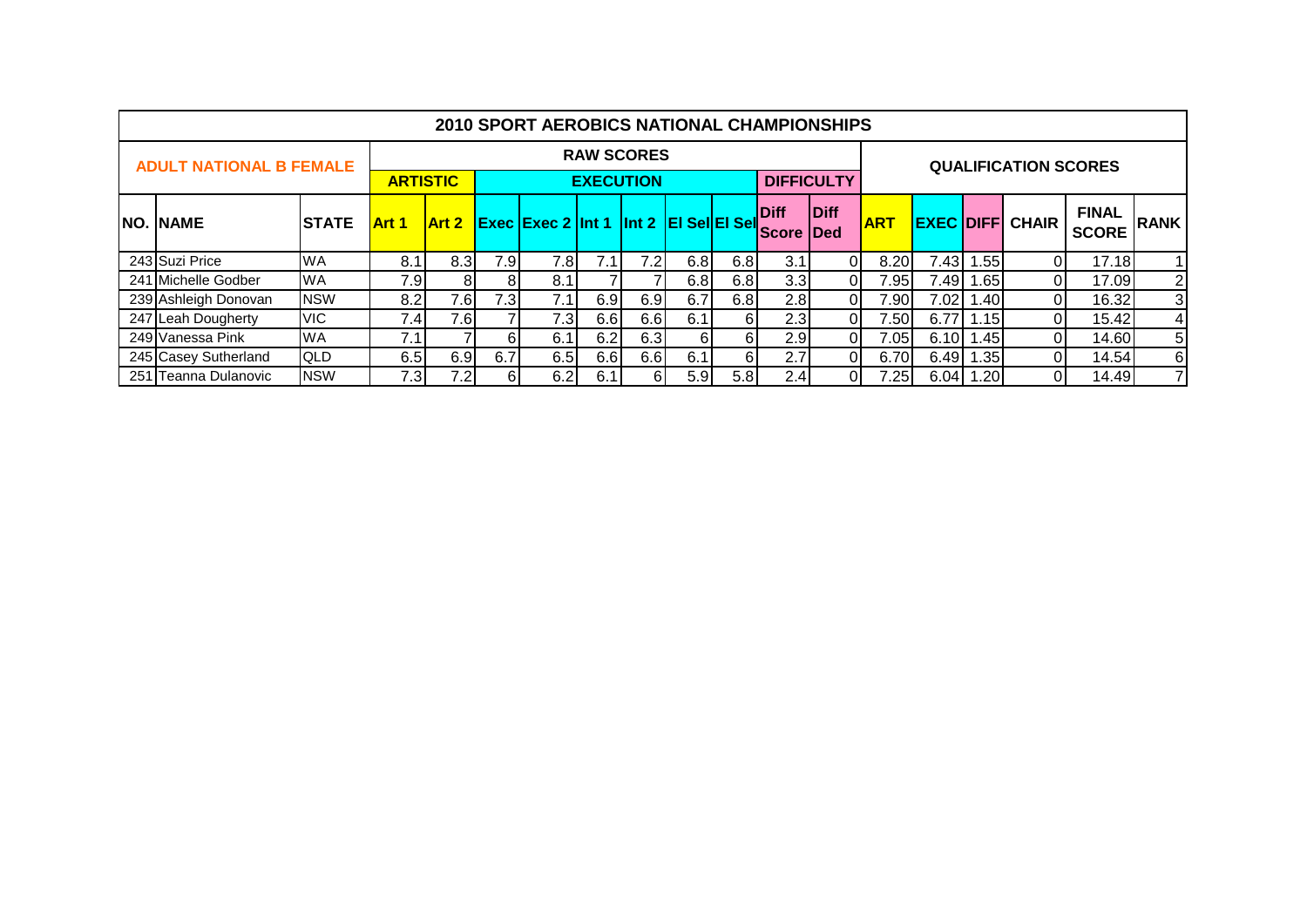# 2010 SPORT AEROBICS NATIONAL CHAMPIONSHIPS

| ADULT NATIONAL B FEMALE | | | RAW SCORES | | | | | | | | | | QUALIFICATION SCORES | | | | | |
|---|---|---|---|---|---|---|---|---|---|---|---|---|---|---|---|---|---|---|
| | | | ARTISTIC | | EXECUTION | | | | | | DIFFICULTY | | | | | | | |
| NO. | NAME | STATE | Art 1 | Art 2 | Exec | Exec 2 | Int 1 | Int 2 | El Sel | El Sel | Diff Score | Diff Ded | ART | EXEC | DIFF | CHAIR | FINAL SCORE | RANK |
| 243 | Suzi Price | WA | 8.1 | 8.3 | 7.9 | 7.8 | 7.1 | 7.2 | 6.8 | 6.8 | 3.1 | 0 | 8.20 | 7.43 | 1.55 | 0 | 17.18 | 1 |
| 241 | Michelle Godber | WA | 7.9 | 8 | 8 | 8.1 | 7 | 7 | 6.8 | 6.8 | 3.3 | 0 | 7.95 | 7.49 | 1.65 | 0 | 17.09 | 2 |
| 239 | Ashleigh Donovan | NSW | 8.2 | 7.6 | 7.3 | 7.1 | 6.9 | 6.9 | 6.7 | 6.8 | 2.8 | 0 | 7.90 | 7.02 | 1.40 | 0 | 16.32 | 3 |
| 247 | Leah Dougherty | VIC | 7.4 | 7.6 | 7 | 7.3 | 6.6 | 6.6 | 6.1 | 6 | 2.3 | 0 | 7.50 | 6.77 | 1.15 | 0 | 15.42 | 4 |
| 249 | Vanessa Pink | WA | 7.1 | 7 | 6 | 6.1 | 6.2 | 6.3 | 6 | 6 | 2.9 | 0 | 7.05 | 6.10 | 1.45 | 0 | 14.60 | 5 |
| 245 | Casey Sutherland | QLD | 6.5 | 6.9 | 6.7 | 6.5 | 6.6 | 6.6 | 6.1 | 6 | 2.7 | 0 | 6.70 | 6.49 | 1.35 | 0 | 14.54 | 6 |
| 251 | Teanna Dulanovic | NSW | 7.3 | 7.2 | 6 | 6.2 | 6.1 | 6 | 5.9 | 5.8 | 2.4 | 0 | 7.25 | 6.04 | 1.20 | 0 | 14.49 | 7 |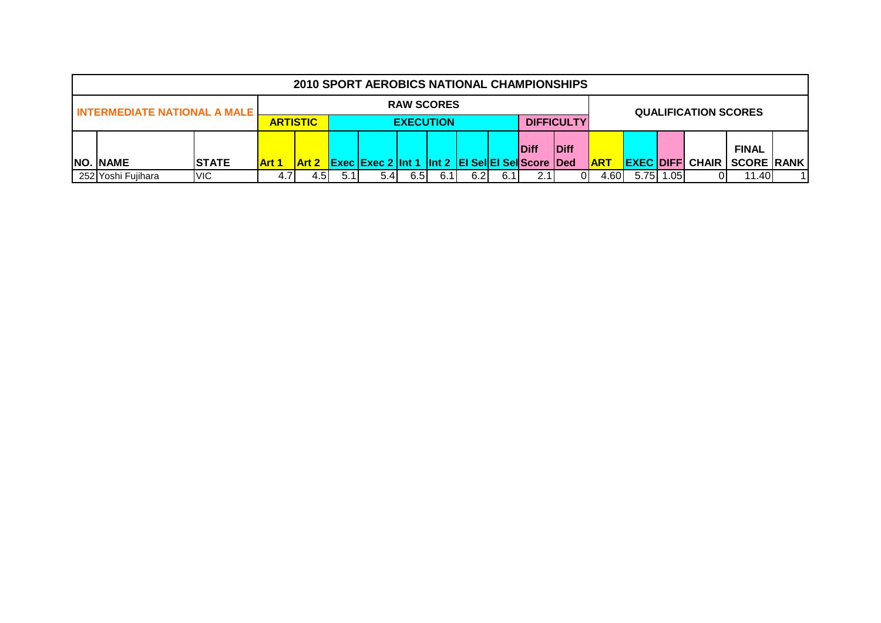| 2010 SPORT AEROBICS NATIONAL CHAMPIONSHIPS | | | | | | | | | | | | | | | | | | | |
|---|---|---|---|---|---|---|---|---|---|---|---|---|---|---|---|---|---|---|---|
| INTERMEDIATE NATIONAL A MALE | | | RAW SCORES | | | | | | | | | | QUALIFICATION SCORES | | | | | | |
| | | | ARTISTIC | | EXECUTION | | | | | | DIFFICULTY | | | | | | | | |
| NO. | NAME | STATE | Art 1 | Art 2 | Exec | Exec 2 | Int 1 | Int 2 | El Sel | El Sel | Diff Score | Diff Ded | ART | EXEC | DIFF | CHAIR | FINAL SCORE | RANK | |
| 252 | Yoshi Fujihara | VIC | 4.7 | 4.5 | 5.1 | 5.4 | 6.5 | 6.1 | 6.2 | 6.1 | 2.1 | 0 | 4.60 | 5.75 | 1.05 | 0 | 11.40 | 1 | |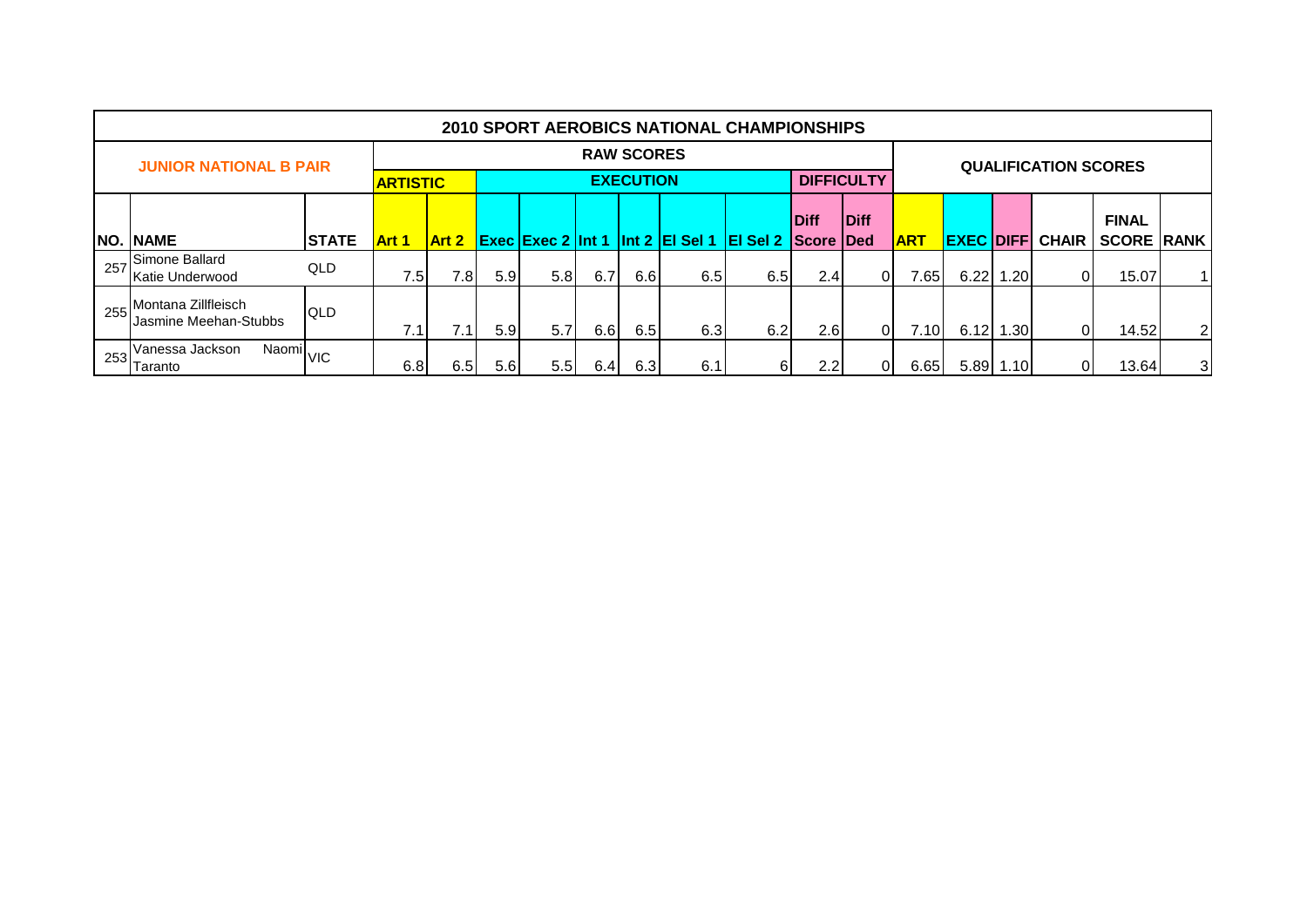# 2010 SPORT AEROBICS NATIONAL CHAMPIONSHIPS

| JUNIOR NATIONAL B PAIR | | | RAW SCORES | | | | | | | | | | QUALIFICATION SCORES | | | | | |
|---|---|---|---|---|---|---|---|---|---|---|---|---|---|---|---|---|---|---|
| | | | ARTISTIC | | EXECUTION | | | | | | DIFFICULTY | | | | | | | |
| NO. | NAME | STATE | Art 1 | Art 2 | Exec | Exec 2 | Int 1 | Int 2 | El Sel 1 | El Sel 2 | Diff Score | Diff Ded | ART | EXEC | DIFF | CHAIR | FINAL SCORE | RANK |
| 257 | Simone Ballard Katie Underwood | QLD | 7.5 | 7.8 | 5.9 | 5.8 | 6.7 | 6.6 | 6.5 | 6.5 | 2.4 | 0 | 7.65 | 6.22 | 1.20 | 0 | 15.07 | 1 |
| 255 | Montana Zillfleisch Jasmine Meehan-Stubbs | QLD | 7.1 | 7.1 | 5.9 | 5.7 | 6.6 | 6.5 | 6.3 | 6.2 | 2.6 | 0 | 7.10 | 6.12 | 1.30 | 0 | 14.52 | 2 |
| 253 | Vanessa Jackson Naomi Taranto | VIC | 6.8 | 6.5 | 5.6 | 5.5 | 6.4 | 6.3 | 6.1 | 6 | 2.2 | 0 | 6.65 | 5.89 | 1.10 | 0 | 13.64 | 3 |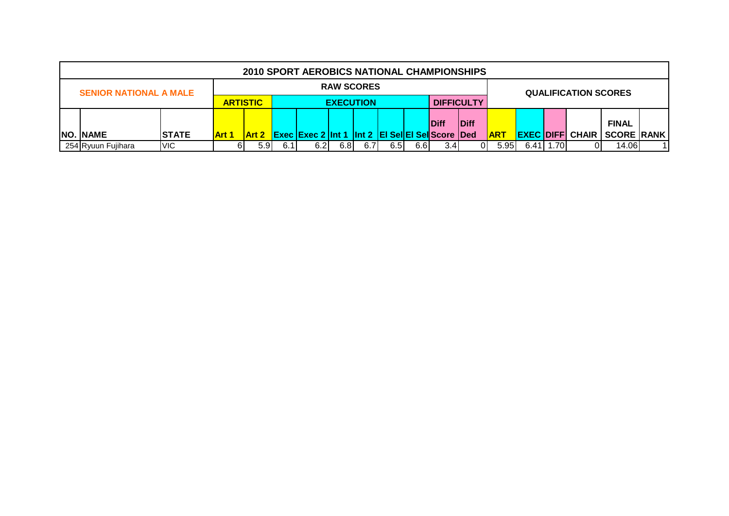| 2010 SPORT AEROBICS NATIONAL CHAMPIONSHIPS | | | | | | | | | | | | | | | | | | | |
|---|---|---|---|---|---|---|---|---|---|---|---|---|---|---|---|---|---|---|---|
| SENIOR NATIONAL A MALE | | | RAW SCORES | | | | | | | | | | QUALIFICATION SCORES | | | | | | |
| | | | ARTISTIC | | EXECUTION | | | | | | DIFFICULTY | | | | | | | | |
| NO. | NAME | STATE | Art 1 | Art 2 | Exec | Exec 2 | Int 1 | Int 2 | El Sel | El Sel | Diff Score | Diff Ded | ART | EXEC | DIFF | CHAIR | FINAL SCORE | RANK |
| 254 | Ryuun Fujihara | VIC | 6 | 5.9 | 6.1 | 6.2 | 6.8 | 6.7 | 6.5 | 6.6 | 3.4 | 0 | 5.95 | 6.41 | 1.70 | 0 | 14.06 | 1 |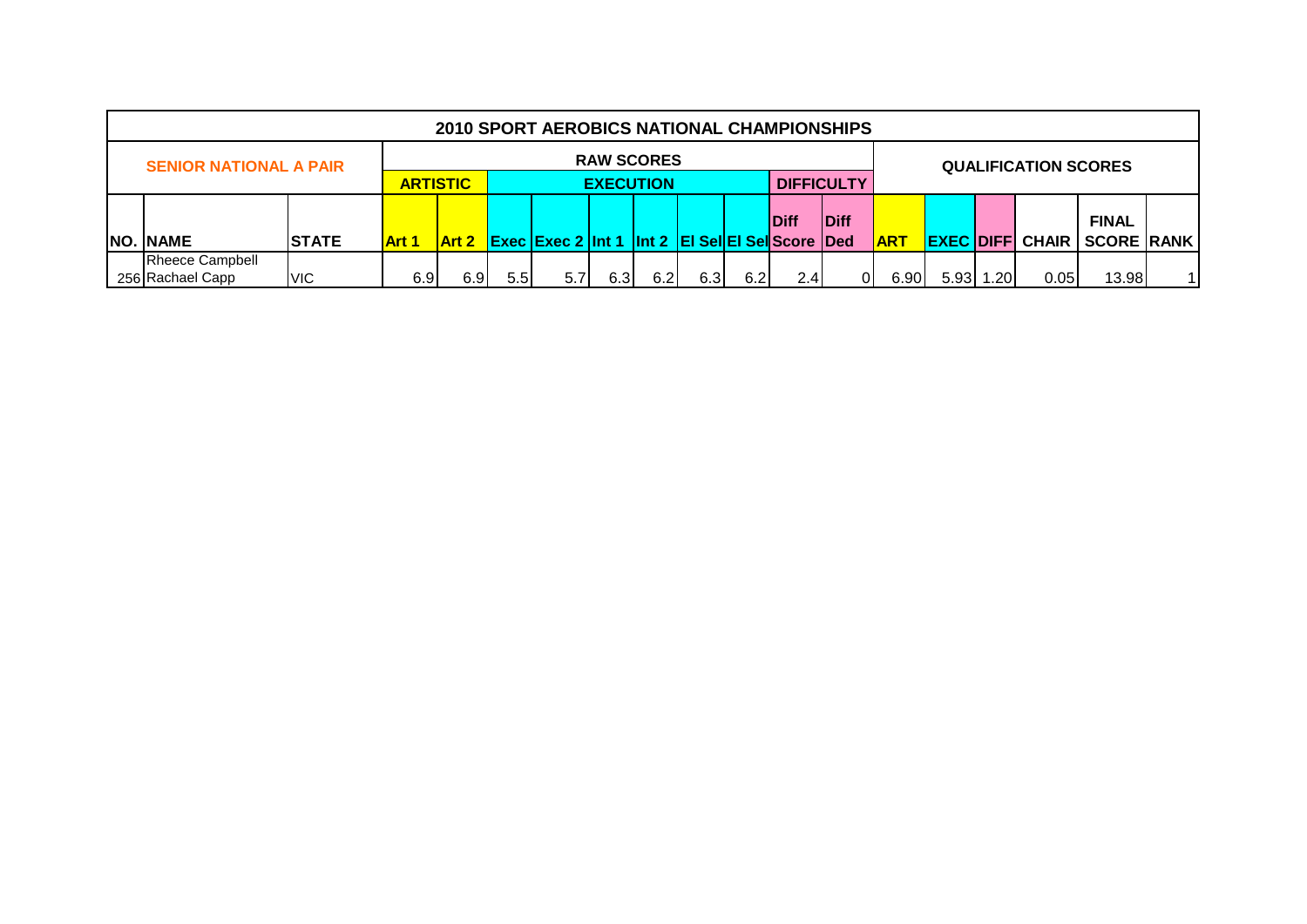## 2010 SPORT AEROBICS NATIONAL CHAMPIONSHIPS

### SENIOR NATIONAL A PAIR

| NO. | NAME | STATE | RAW SCORES | | | | | | | | | | QUALIFICATION SCORES | | | | | |
|---|---|---|---|---|---|---|---|---|---|---|---|---|---|---|---|---|---|---|
| | | | ARTISTIC | | EXECUTION | | | | | | DIFFICULTY | | | | | | | |
| | | | Art 1 | Art 2 | Exec | Exec 2 | Int 1 | Int 2 | El Sel | El Sel | Diff Score | Diff Ded | ART | EXEC | DIFF | CHAIR | FINAL SCORE | RANK |
| 256 | Rheece Campbell Rachael Capp | VIC | 6.9 | 6.9 | 5.5 | 5.7 | 6.3 | 6.2 | 6.3 | 6.2 | 2.4 | 0 | 6.90 | 5.93 | 1.20 | 0.05 | 13.98 | 1 |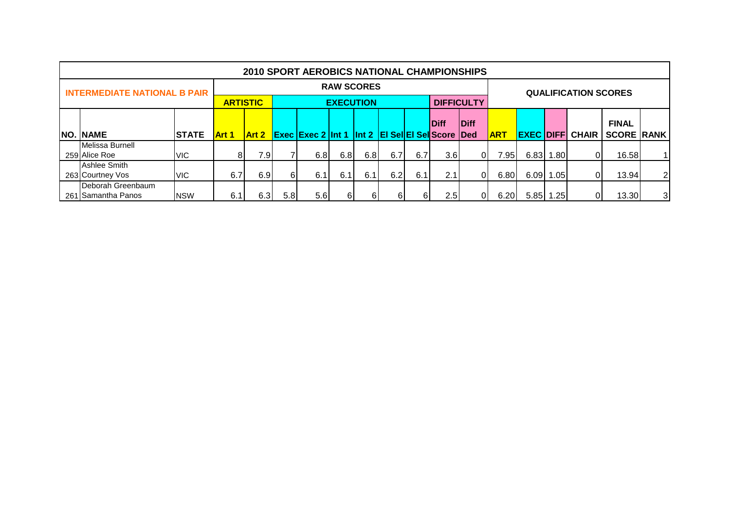## 2010 SPORT AEROBICS NATIONAL CHAMPIONSHIPS

### INTERMEDIATE NATIONAL B PAIR

| | | | RAW SCORES | | | | | | | | | | QUALIFICATION SCORES | | | | | |
|---|---|---|---|---|---|---|---|---|---|---|---|---|---|---|---|---|---|---|
| | | | ARTISTIC | | EXECUTION | | | | | | DIFFICULTY | | | | | | | |
| NO. | NAME | STATE | Art 1 | Art 2 | Exec | Exec 2 | Int 1 | Int 2 | El Sel | El Sel | Diff Score | Diff Ded | ART | EXEC | DIFF | CHAIR | FINAL SCORE | RANK |
| 259 | Melissa Burnell Alice Roe | VIC | 8 | 7.9 | 7 | 6.8 | 6.8 | 6.8 | 6.7 | 6.7 | 3.6 | 0 | 7.95 | 6.83 | 1.80 | 0 | 16.58 | 1 |
| 263 | Ashlee Smith Courtney Vos | VIC | 6.7 | 6.9 | 6 | 6.1 | 6.1 | 6.1 | 6.2 | 6.1 | 2.1 | 0 | 6.80 | 6.09 | 1.05 | 0 | 13.94 | 2 |
| 261 | Deborah Greenbaum Samantha Panos | NSW | 6.1 | 6.3 | 5.8 | 5.6 | 6 | 6 | 6 | 6 | 2.5 | 0 | 6.20 | 5.85 | 1.25 | 0 | 13.30 | 3 |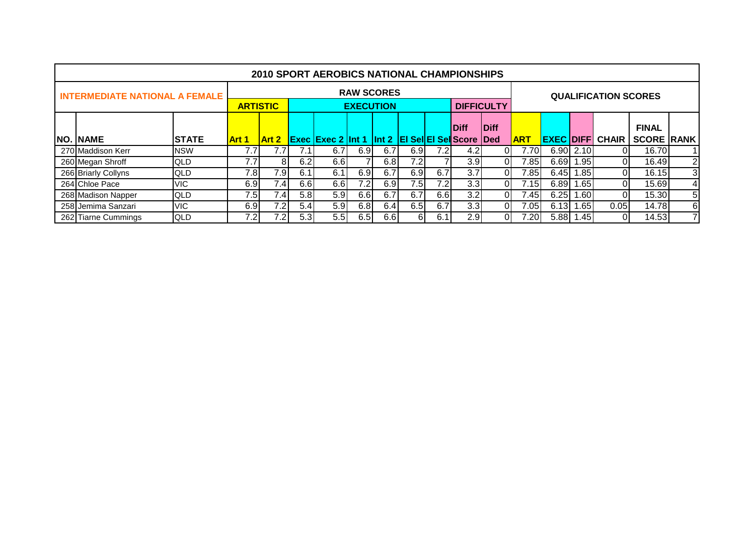# 2010 SPORT AEROBICS NATIONAL CHAMPIONSHIPS

| INTERMEDIATE NATIONAL A FEMALE | | | RAW SCORES | | | | | | | | | | QUALIFICATION SCORES | | | | | |
|---|---|---|---|---|---|---|---|---|---|---|---|---|---|---|---|---|---|---|
| | | | ARTISTIC | | EXECUTION | | | | | | DIFFICULTY | | | | | | | |
| NO. | NAME | STATE | Art 1 | Art 2 | Exec | Exec 2 | Int 1 | Int 2 | El Sel | El Sel | Diff Score | Diff Ded | ART | EXEC | DIFF | CHAIR | FINAL SCORE | RANK |
| 270 | Maddison Kerr | NSW | 7.7 | 7.7 | 7.1 | 6.7 | 6.9 | 6.7 | 6.9 | 7.2 | 4.2 | 0 | 7.70 | 6.90 | 2.10 | 0 | 16.70 | 1 |
| 260 | Megan Shroff | QLD | 7.7 | 8 | 6.2 | 6.6 | 7 | 6.8 | 7.2 | 7 | 3.9 | 0 | 7.85 | 6.69 | 1.95 | 0 | 16.49 | 2 |
| 266 | Briarly Collyns | QLD | 7.8 | 7.9 | 6.1 | 6.1 | 6.9 | 6.7 | 6.9 | 6.7 | 3.7 | 0 | 7.85 | 6.45 | 1.85 | 0 | 16.15 | 3 |
| 264 | Chloe Pace | VIC | 6.9 | 7.4 | 6.6 | 6.6 | 7.2 | 6.9 | 7.5 | 7.2 | 3.3 | 0 | 7.15 | 6.89 | 1.65 | 0 | 15.69 | 4 |
| 268 | Madison Napper | QLD | 7.5 | 7.4 | 5.8 | 5.9 | 6.6 | 6.7 | 6.7 | 6.6 | 3.2 | 0 | 7.45 | 6.25 | 1.60 | 0 | 15.30 | 5 |
| 258 | Jemima Sanzari | VIC | 6.9 | 7.2 | 5.4 | 5.9 | 6.8 | 6.4 | 6.5 | 6.7 | 3.3 | 0 | 7.05 | 6.13 | 1.65 | 0.05 | 14.78 | 6 |
| 262 | Tiarne Cummings | QLD | 7.2 | 7.2 | 5.3 | 5.5 | 6.5 | 6.6 | 6 | 6.1 | 2.9 | 0 | 7.20 | 5.88 | 1.45 | 0 | 14.53 | 7 |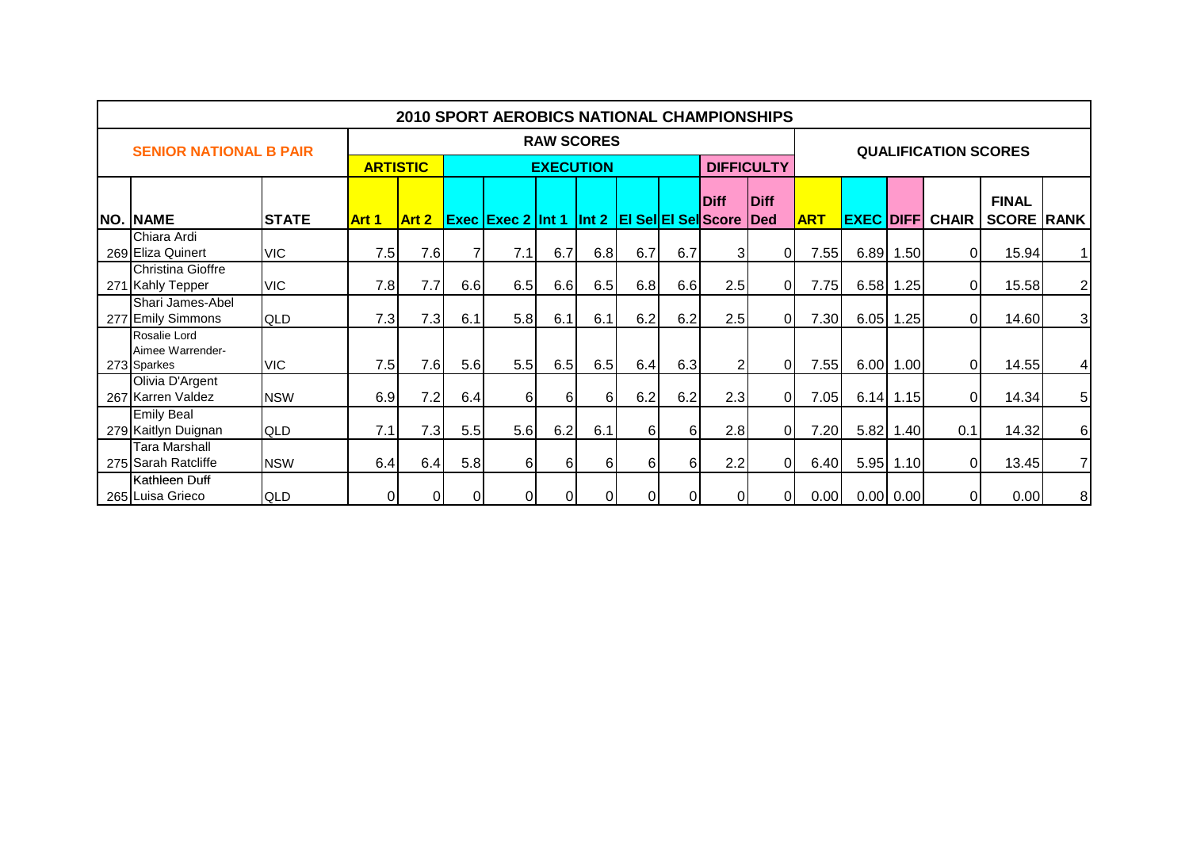# 2010 SPORT AEROBICS NATIONAL CHAMPIONSHIPS

## SENIOR NATIONAL B PAIR

| | | | RAW SCORES | | | | | | | | | | QUALIFICATION SCORES | | | | | |
|---|---|---|---|---|---|---|---|---|---|---|---|---|---|---|---|---|---|---|
| | | | ARTISTIC | | EXECUTION | | | | | | DIFFICULTY | | | | | | | |
| NO. | NAME | STATE | Art 1 | Art 2 | Exec | Exec 2 | Int 1 | Int 2 | El Sel | El Sel | Diff Score | Diff Ded | ART | EXEC | DIFF | CHAIR | FINAL SCORE | RANK |
| 269 | Chiara Ardi<br>Eliza Quinert | VIC | 7.5 | 7.6 | 7 | 7.1 | 6.7 | 6.8 | 6.7 | 6.7 | 3 | 0 | 7.55 | 6.89 | 1.50 | 0 | 15.94 | 1 |
| 271 | Christina Gioffre<br>Kahly Tepper | VIC | 7.8 | 7.7 | 6.6 | 6.5 | 6.6 | 6.5 | 6.8 | 6.6 | 2.5 | 0 | 7.75 | 6.58 | 1.25 | 0 | 15.58 | 2 |
| 277 | Shari James-Abel<br>Emily Simmons | QLD | 7.3 | 7.3 | 6.1 | 5.8 | 6.1 | 6.1 | 6.2 | 6.2 | 2.5 | 0 | 7.30 | 6.05 | 1.25 | 0 | 14.60 | 3 |
| 273 | Rosalie Lord<br>Aimee Warrender-Sparkes | VIC | 7.5 | 7.6 | 5.6 | 5.5 | 6.5 | 6.5 | 6.4 | 6.3 | 2 | 0 | 7.55 | 6.00 | 1.00 | 0 | 14.55 | 4 |
| 267 | Olivia D'Argent<br>Karren Valdez | NSW | 6.9 | 7.2 | 6.4 | 6 | 6 | 6 | 6.2 | 6.2 | 2.3 | 0 | 7.05 | 6.14 | 1.15 | 0 | 14.34 | 5 |
| 279 | Emily Beal<br>Kaitlyn Duignan | QLD | 7.1 | 7.3 | 5.5 | 5.6 | 6.2 | 6.1 | 6 | 6 | 2.8 | 0 | 7.20 | 5.82 | 1.40 | 0.1 | 14.32 | 6 |
| 275 | Tara Marshall<br>Sarah Ratcliffe | NSW | 6.4 | 6.4 | 5.8 | 6 | 6 | 6 | 6 | 6 | 2.2 | 0 | 6.40 | 5.95 | 1.10 | 0 | 13.45 | 7 |
| 265 | Kathleen Duff<br>Luisa Grieco | QLD | 0 | 0 | 0 | 0 | 0 | 0 | 0 | 0 | 0 | 0 | 0.00 | 0.00 | 0.00 | 0 | 0.00 | 8 |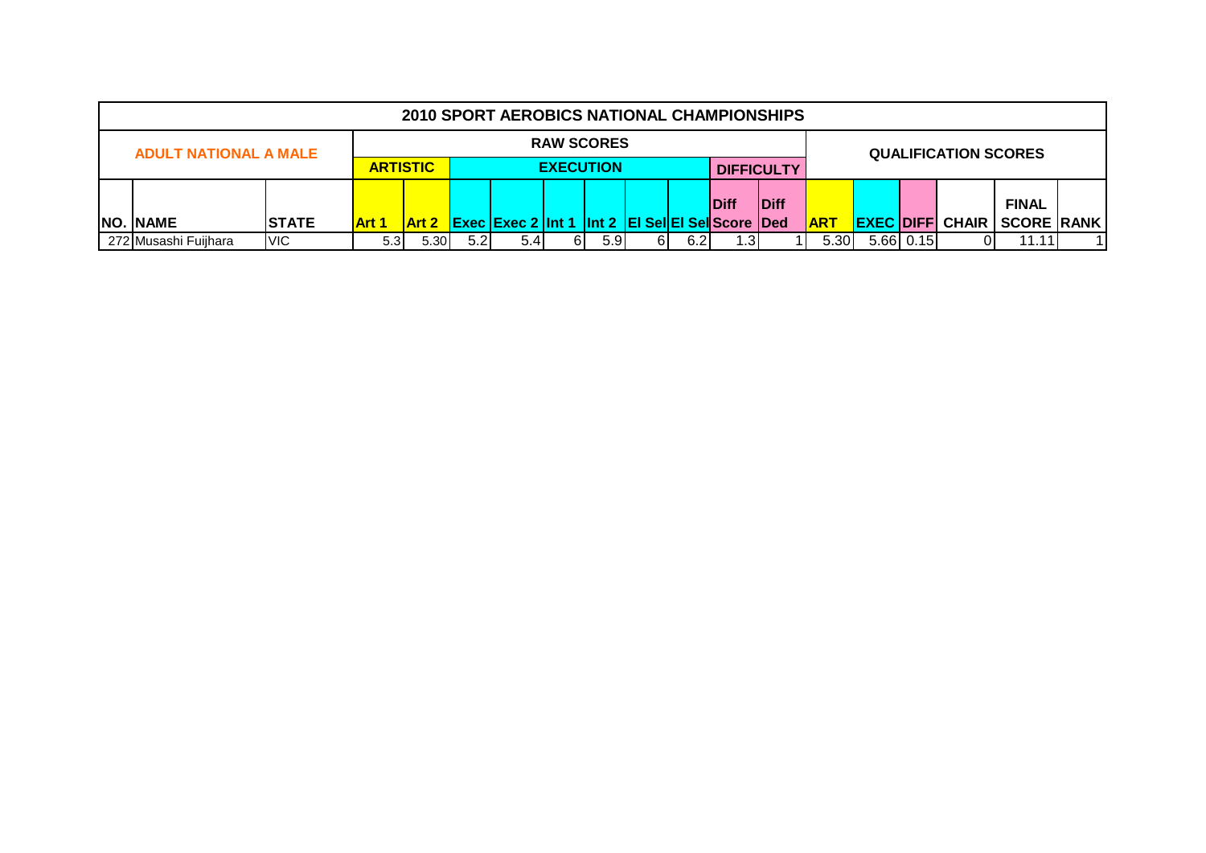| 2010 SPORT AEROBICS NATIONAL CHAMPIONSHIPS | | | | | | | | | | | | | | | | | | | |
|---|---|---|---|---|---|---|---|---|---|---|---|---|---|---|---|---|---|---|---|
| ADULT NATIONAL A MALE | | | RAW SCORES | | | | | | | | | | QUALIFICATION SCORES | | | | | | |
| | | | ARTISTIC | | EXECUTION | | | | | | DIFFICULTY | | | | | | | | |
| NO. | NAME | STATE | Art 1 | Art 2 | Exec | Exec 2 | Int 1 | Int 2 | El Sel | El Sel | Diff Score | Diff Ded | ART | EXEC | DIFF | CHAIR | FINAL SCORE | RANK |
| 272 | Musashi Fuijhara | VIC | 5.3 | 5.30 | 5.2 | 5.4 | 6 | 5.9 | 6 | 6.2 | 1.3 | 1 | 5.30 | 5.66 | 0.15 | 0 | 11.11 | 1 |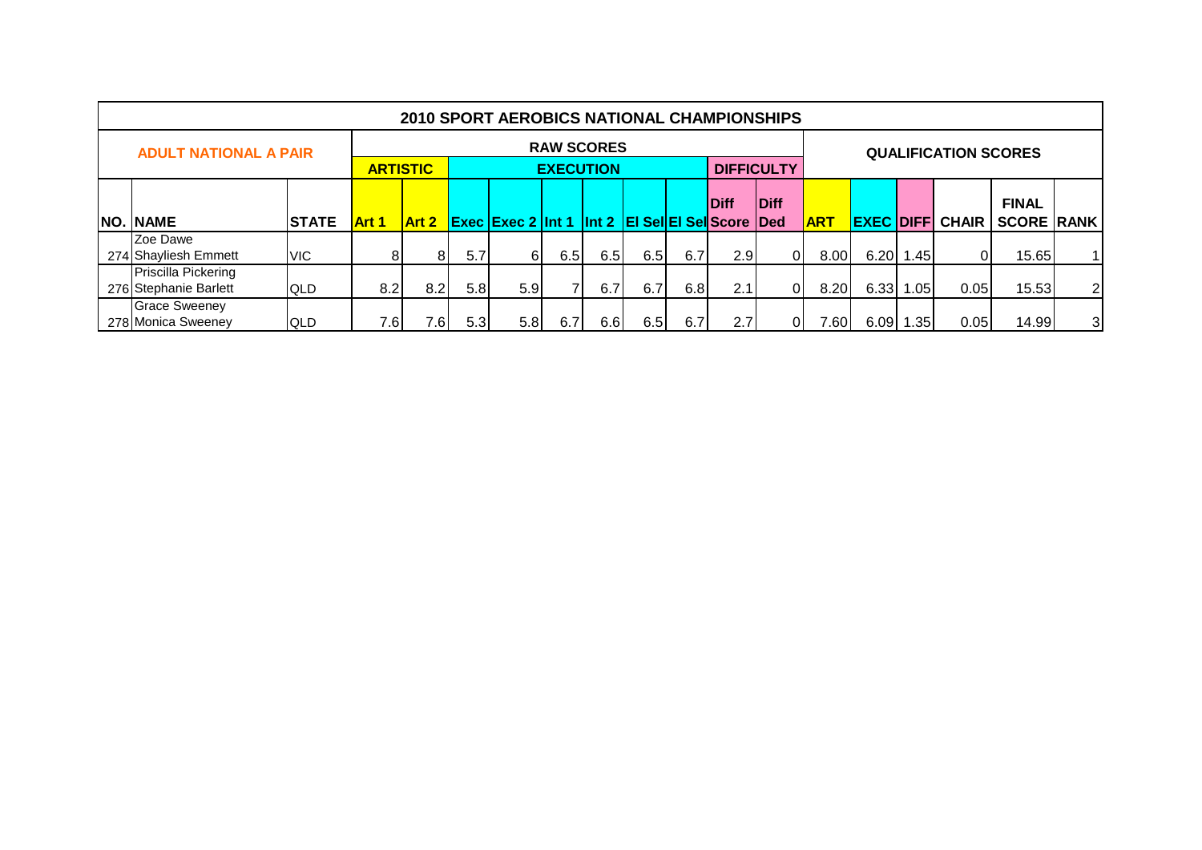# 2010 SPORT AEROBICS NATIONAL CHAMPIONSHIPS

| ADULT NATIONAL A PAIR | | | RAW SCORES | | | | | | | | | | QUALIFICATION SCORES | | | | | |
|---|---|---|---|---|---|---|---|---|---|---|---|---|---|---|---|---|---|---|
| | | | ARTISTIC | | EXECUTION | | | | | | DIFFICULTY | | | | | | | |
| NO. | NAME | STATE | Art 1 | Art 2 | Exec | Exec 2 | Int 1 | Int 2 | El Sel | El Sel | Diff Score | Diff Ded | ART | EXEC | DIFF | CHAIR | FINAL SCORE | RANK |
| 274 | Zoe Dawe<br>Shayliesh Emmett | VIC | 8 | 8 | 5.7 | 6 | 6.5 | 6.5 | 6.5 | 6.7 | 2.9 | 0 | 8.00 | 6.20 | 1.45 | 0 | 15.65 | 1 |
| 276 | Priscilla Pickering<br>Stephanie Barlett | QLD | 8.2 | 8.2 | 5.8 | 5.9 | 7 | 6.7 | 6.7 | 6.8 | 2.1 | 0 | 8.20 | 6.33 | 1.05 | 0.05 | 15.53 | 2 |
| 278 | Grace Sweeney<br>Monica Sweeney | QLD | 7.6 | 7.6 | 5.3 | 5.8 | 6.7 | 6.6 | 6.5 | 6.7 | 2.7 | 0 | 7.60 | 6.09 | 1.35 | 0.05 | 14.99 | 3 |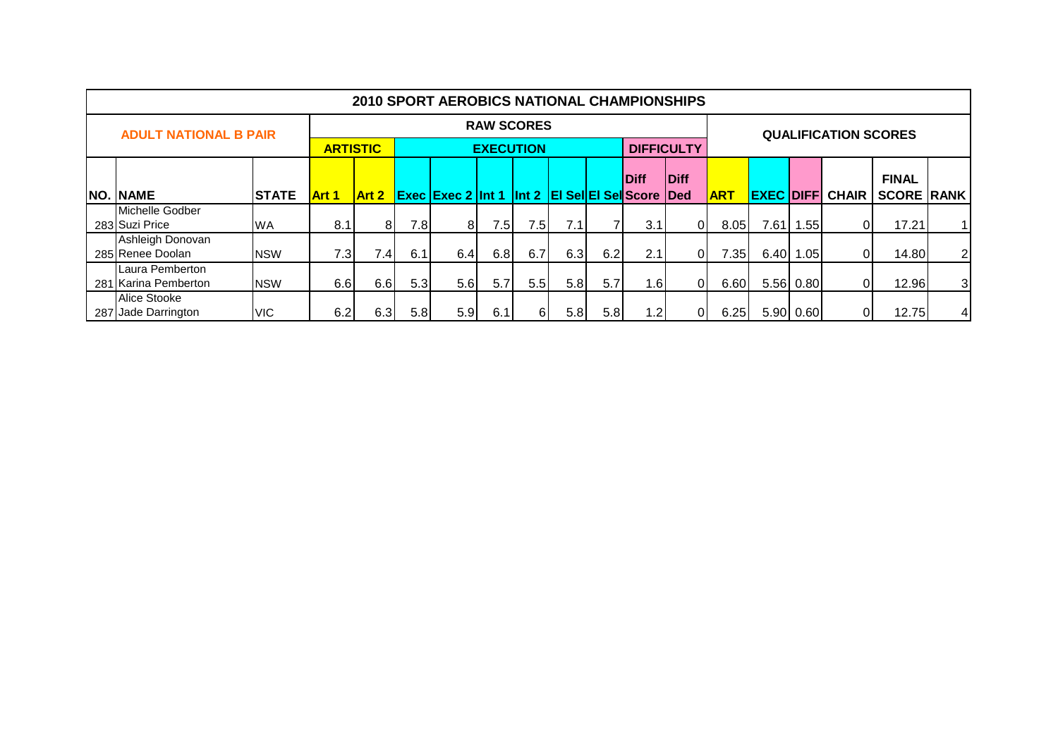# 2010 SPORT AEROBICS NATIONAL CHAMPIONSHIPS

| ADULT NATIONAL B PAIR | | | RAW SCORES | | | | | | | | | | QUALIFICATION SCORES | | | | | |
|---|---|---|---|---|---|---|---|---|---|---|---|---|---|---|---|---|---|---|
| | | | ARTISTIC | | EXECUTION | | | | | | DIFFICULTY | | | | | | | |
| NO. | NAME | STATE | Art 1 | Art 2 | Exec | Exec 2 | Int 1 | Int 2 | El Sel | El Sel | Diff Score | Diff Ded | ART | EXEC | DIFF | CHAIR | FINAL SCORE | RANK |
| 283 | Michelle Godber Suzi Price | WA | 8.1 | 8 | 7.8 | 8 | 7.5 | 7.5 | 7.1 | 7 | 3.1 | 0 | 8.05 | 7.61 | 1.55 | 0 | 17.21 | 1 |
| 285 | Ashleigh Donovan Renee Doolan | NSW | 7.3 | 7.4 | 6.1 | 6.4 | 6.8 | 6.7 | 6.3 | 6.2 | 2.1 | 0 | 7.35 | 6.40 | 1.05 | 0 | 14.80 | 2 |
| 281 | Laura Pemberton Karina Pemberton | NSW | 6.6 | 6.6 | 5.3 | 5.6 | 5.7 | 5.5 | 5.8 | 5.7 | 1.6 | 0 | 6.60 | 5.56 | 0.80 | 0 | 12.96 | 3 |
| 287 | Alice Stooke Jade Darrington | VIC | 6.2 | 6.3 | 5.8 | 5.9 | 6.1 | 6 | 5.8 | 5.8 | 1.2 | 0 | 6.25 | 5.90 | 0.60 | 0 | 12.75 | 4 |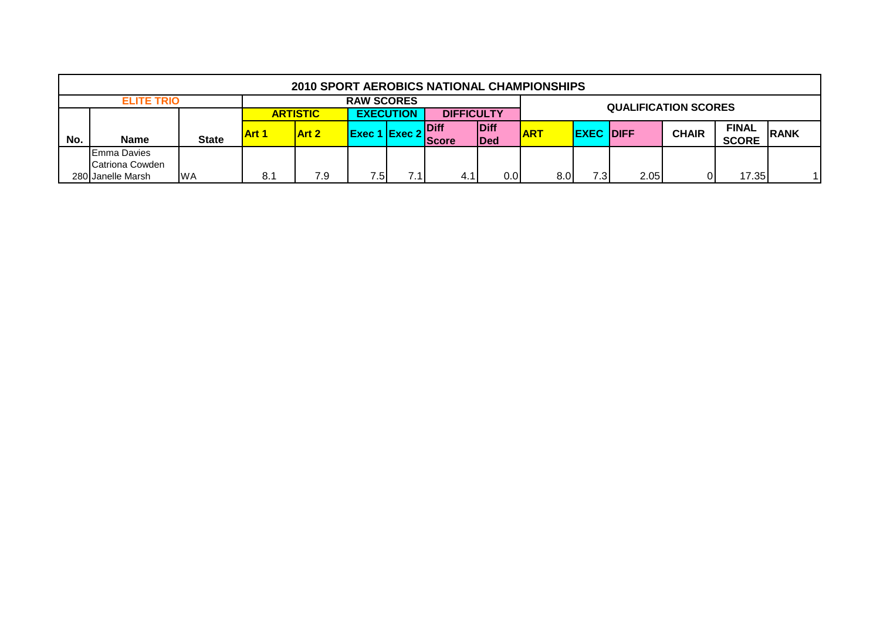# 2010 SPORT AEROBICS NATIONAL CHAMPIONSHIPS

| ELITE TRIO | | | RAW SCORES | | | | | | QUALIFICATION SCORES | | | | | |
|---|---|---|---|---|---|---|---|---|---|---|---|---|---|---|
| | | | ARTISTIC | | EXECUTION | | DIFFICULTY | | | | | | | |
| No. | Name | State | Art 1 | Art 2 | Exec 1 | Exec 2 | Diff Score | Diff Ded | ART | EXEC | DIFF | CHAIR | FINAL SCORE | RANK |
| 280 | Emma Davies<br>Catriona Cowden<br>Janelle Marsh | WA | 8.1 | 7.9 | 7.5 | 7.1 | 4.1 | 0.0 | 8.0 | 7.3 | 2.05 | 0 | 17.35 | 1 |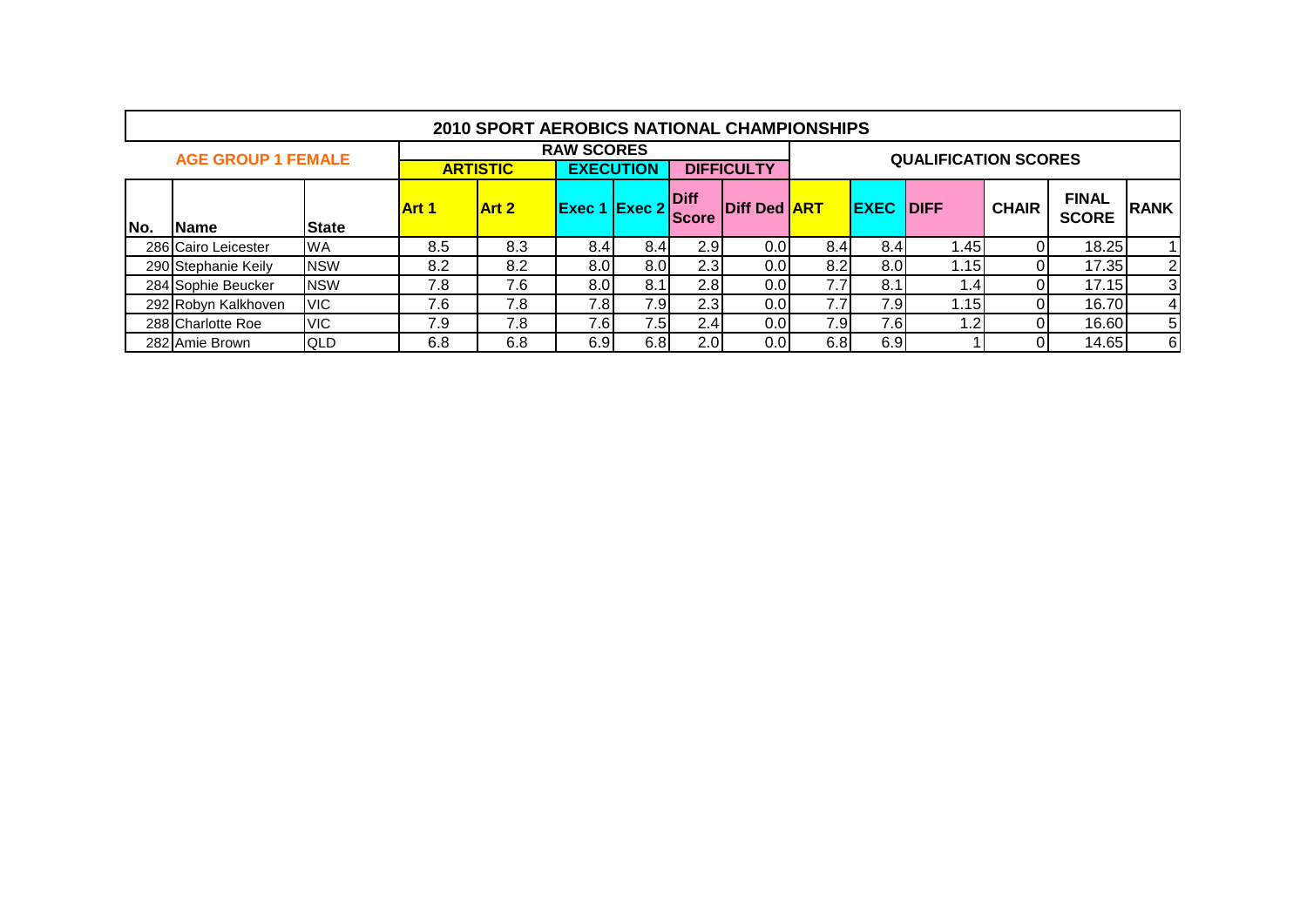# 2010 SPORT AEROBICS NATIONAL CHAMPIONSHIPS

| AGE GROUP 1 FEMALE | | | RAW SCORES | | | | | | QUALIFICATION SCORES | | | | | |
|---|---|---|---|---|---|---|---|---|---|---|---|---|---|---|
| | | | ARTISTIC | | EXECUTION | | DIFFICULTY | | | | | | | |
| No. | Name | State | Art 1 | Art 2 | Exec 1 | Exec 2 | Diff Score | Diff Ded | ART | EXEC | DIFF | CHAIR | FINAL SCORE | RANK |
| 286 | Cairo Leicester | WA | 8.5 | 8.3 | 8.4 | 8.4 | 2.9 | 0.0 | 8.4 | 8.4 | 1.45 | 0 | 18.25 | 1 |
| 290 | Stephanie Keily | NSW | 8.2 | 8.2 | 8.0 | 8.0 | 2.3 | 0.0 | 8.2 | 8.0 | 1.15 | 0 | 17.35 | 2 |
| 284 | Sophie Beucker | NSW | 7.8 | 7.6 | 8.0 | 8.1 | 2.8 | 0.0 | 7.7 | 8.1 | 1.4 | 0 | 17.15 | 3 |
| 292 | Robyn Kalkhoven | VIC | 7.6 | 7.8 | 7.8 | 7.9 | 2.3 | 0.0 | 7.7 | 7.9 | 1.15 | 0 | 16.70 | 4 |
| 288 | Charlotte Roe | VIC | 7.9 | 7.8 | 7.6 | 7.5 | 2.4 | 0.0 | 7.9 | 7.6 | 1.2 | 0 | 16.60 | 5 |
| 282 | Amie Brown | QLD | 6.8 | 6.8 | 6.9 | 6.8 | 2.0 | 0.0 | 6.8 | 6.9 | 1 | 0 | 14.65 | 6 |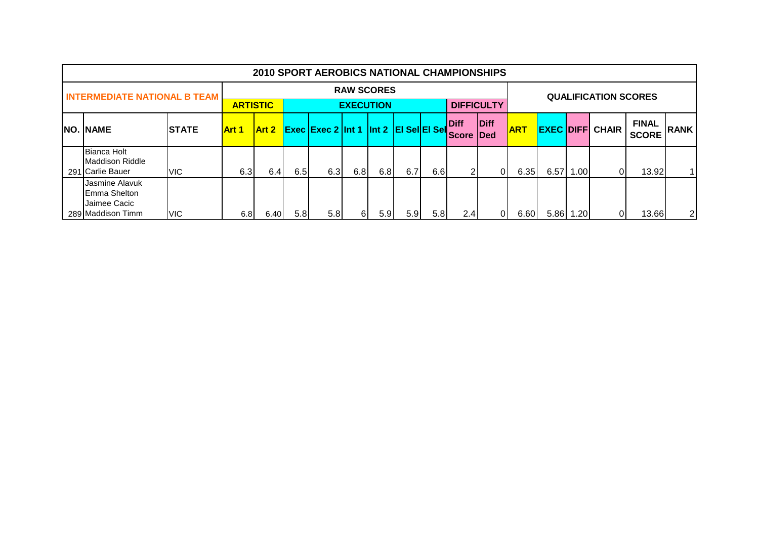# 2010 SPORT AEROBICS NATIONAL CHAMPIONSHIPS

| INTERMEDIATE NATIONAL B TEAM | | | RAW SCORES | | | | | | | | | | QUALIFICATION SCORES | | | | | |
|---|---|---|---|---|---|---|---|---|---|---|---|---|---|---|---|---|---|---|
| | | | ARTISTIC | | EXECUTION | | | | | | DIFFICULTY | | | | | | | |
| NO. | NAME | STATE | Art 1 | Art 2 | Exec | Exec 2 | Int 1 | Int 2 | El Sel | El Sel | Diff Score | Diff Ded | ART | EXEC | DIFF | CHAIR | FINAL SCORE | RANK |
| 291 | Bianca Holt<br>Maddison Riddle<br>Carlie Bauer | VIC | 6.3 | 6.4 | 6.5 | 6.3 | 6.8 | 6.8 | 6.7 | 6.6 | 2 | 0 | 6.35 | 6.57 | 1.00 | 0 | 13.92 | 1 |
| 289 | Jasmine Alavuk<br>Emma Shelton<br>Jaimee Cacic<br>Maddison Timm | VIC | 6.8 | 6.40 | 5.8 | 5.8 | 6 | 5.9 | 5.9 | 5.8 | 2.4 | 0 | 6.60 | 5.86 | 1.20 | 0 | 13.66 | 2 |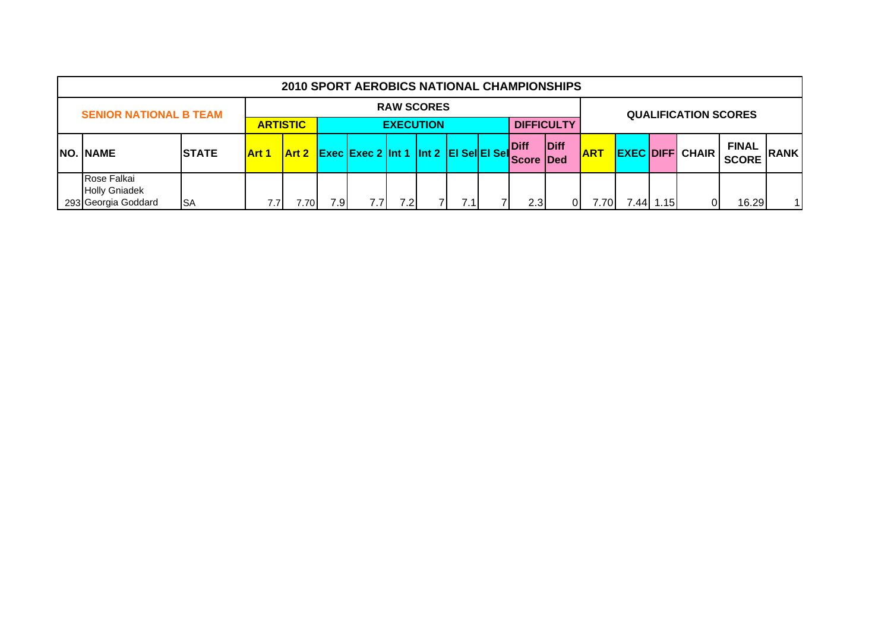| 2010 SPORT AEROBICS NATIONAL CHAMPIONSHIPS | | | | | | | | | | | | | | | | | | | |
|---|---|---|---|---|---|---|---|---|---|---|---|---|---|---|---|---|---|---|---|
| SENIOR NATIONAL B TEAM | | | RAW SCORES | | | | | | | | | | | QUALIFICATION SCORES | | | | | |
| | | | ARTISTIC | | EXECUTION | | | | | | DIFFICULTY | | | | | | | |
| NO. | NAME | STATE | Art 1 | Art 2 | Exec | Exec 2 | Int 1 | Int 2 | El Sel | El Sel | Diff Score | Diff Ded | ART | EXEC | DIFF | CHAIR | FINAL SCORE | RANK |
| 293 | Rose Falkai<br>Holly Gniadek<br>Georgia Goddard | SA | 7.7 | 7.70 | 7.9 | 7.7 | 7.2 | 7 | 7.1 | 7 | 2.3 | 0 | 7.70 | 7.44 | 1.15 | 0 | 16.29 | 1 |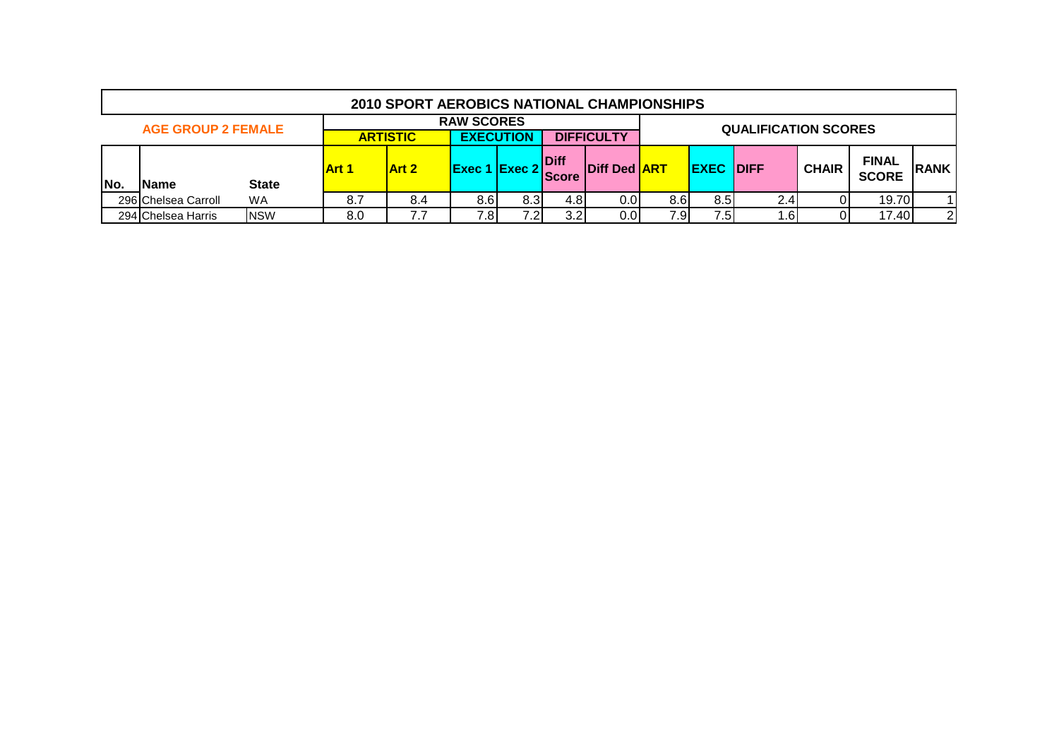## 2010 SPORT AEROBICS NATIONAL CHAMPIONSHIPS

| AGE GROUP 2 FEMALE | | | RAW SCORES | | | | | | QUALIFICATION SCORES | | | | | |
|---|---|---|---|---|---|---|---|---|---|---|---|---|---|---|
| | | | ARTISTIC | | EXECUTION | | DIFFICULTY | | | | | | | |
| No. | Name | State | Art 1 | Art 2 | Exec 1 | Exec 2 | Diff Score | Diff Ded | ART | EXEC | DIFF | CHAIR | FINAL SCORE | RANK |
| 296 | Chelsea Carroll | WA | 8.7 | 8.4 | 8.6 | 8.3 | 4.8 | 0.0 | 8.6 | 8.5 | 2.4 | 0 | 19.70 | 1 |
| 294 | Chelsea Harris | NSW | 8.0 | 7.7 | 7.8 | 7.2 | 3.2 | 0.0 | 7.9 | 7.5 | 1.6 | 0 | 17.40 | 2 |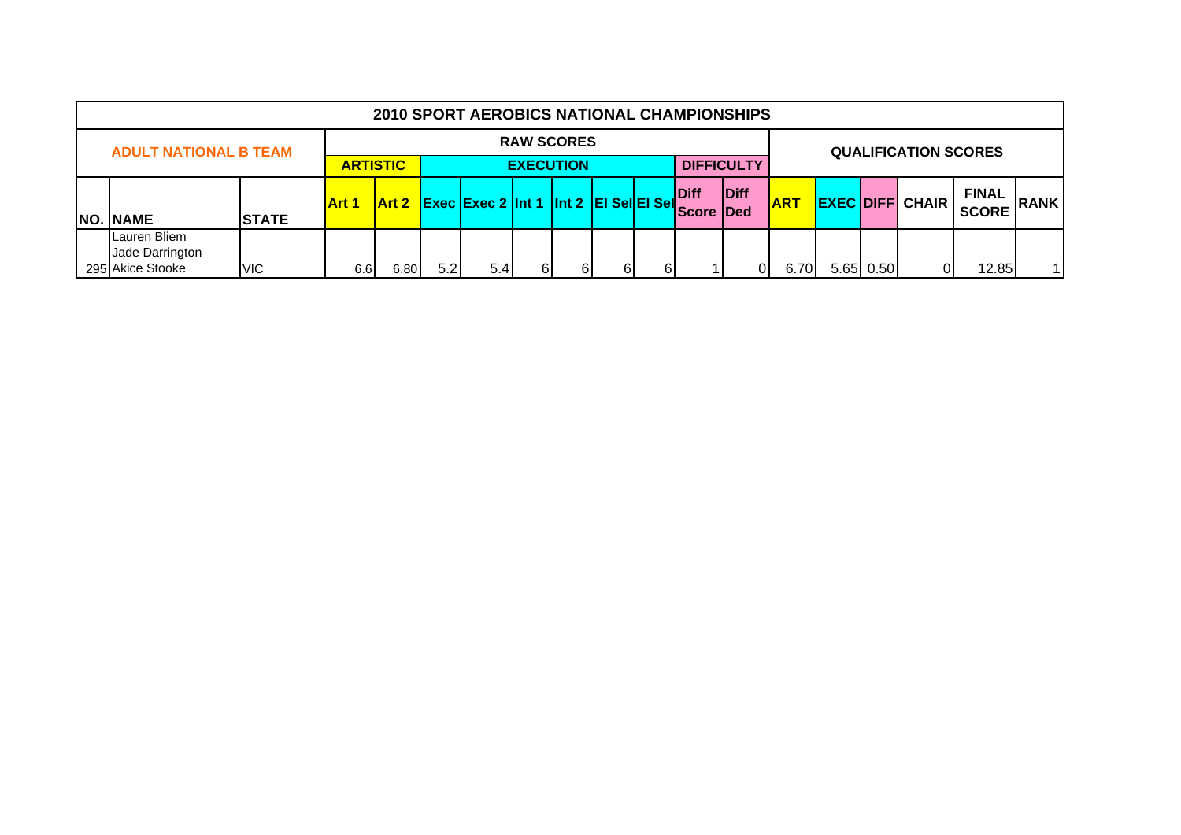| 2010 SPORT AEROBICS NATIONAL CHAMPIONSHIPS | | | | | | | | | | | | | | | | | | |
|---|---|---|---|---|---|---|---|---|---|---|---|---|---|---|---|---|---|---|
| ADULT NATIONAL B TEAM | | | RAW SCORES | | | | | | | | | | QUALIFICATION SCORES | | | | | |
| | | | ARTISTIC | | EXECUTION | | | | | | DIFFICULTY | | | | | | | |
| NO. | NAME | STATE | Art 1 | Art 2 | Exec | Exec 2 | Int 1 | Int 2 | El Sel | El Sel | Diff Score | Diff Ded | ART | EXEC | DIFF | CHAIR | FINAL SCORE | RANK |
| 295 | Lauren Bliem<br>Jade Darrington<br>Akice Stooke | VIC | 6.6 | 6.80 | 5.2 | 5.4 | 6 | 6 | 6 | 6 | 1 | 0 | 6.70 | 5.65 | 0.50 | 0 | 12.85 | 1 |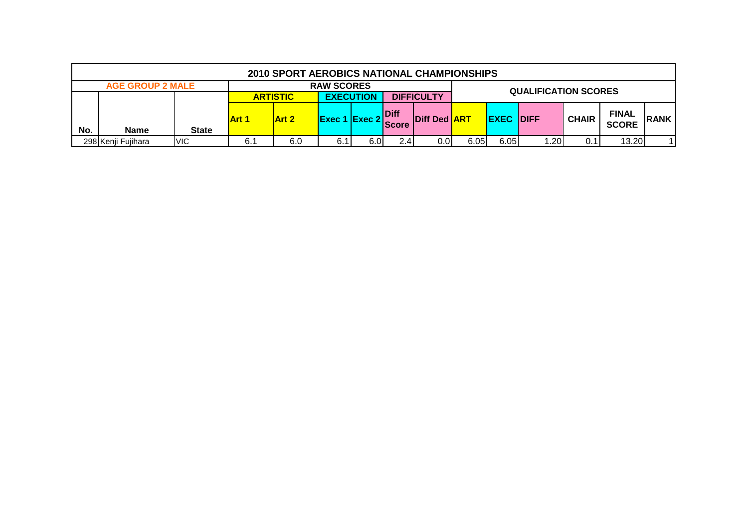## 2010 SPORT AEROBICS NATIONAL CHAMPIONSHIPS

| AGE GROUP 2 MALE | | | RAW SCORES | | | | | | QUALIFICATION SCORES | | | | | |
|---|---|---|---|---|---|---|---|---|---|---|---|---|---|---|
| | | | ARTISTIC | | EXECUTION | | DIFFICULTY | | | | | | | |
| No. | Name | State | Art 1 | Art 2 | Exec 1 | Exec 2 | Diff Score | Diff Ded | ART | EXEC | DIFF | CHAIR | FINAL SCORE | RANK |
| 298 | Kenji Fujihara | VIC | 6.1 | 6.0 | 6.1 | 6.0 | 2.4 | 0.0 | 6.05 | 6.05 | 1.20 | 0.1 | 13.20 | 1 |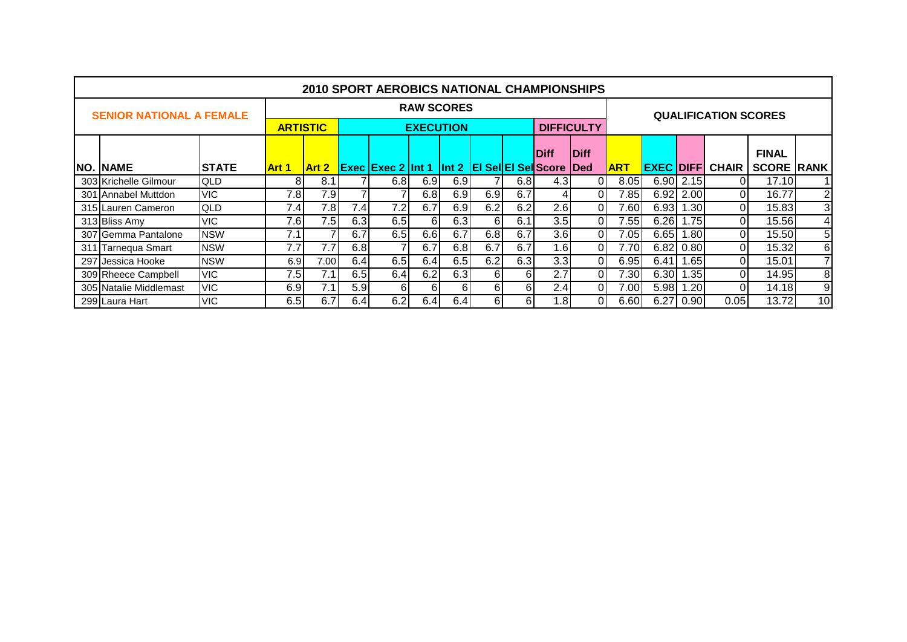## 2010 SPORT AEROBICS NATIONAL CHAMPIONSHIPS

### SENIOR NATIONAL A FEMALE

| | | | RAW SCORES | | | | | | | | | | QUALIFICATION SCORES | | | | | |
|---|---|---|---|---|---|---|---|---|---|---|---|---|---|---|---|---|---|---|
| | | | ARTISTIC | | EXECUTION | | | | | | DIFFICULTY | | | | | | | |
| NO. | NAME | STATE | Art 1 | Art 2 | Exec | Exec 2 | Int 1 | Int 2 | El Sel | El Sel | Diff Score | Diff Ded | ART | EXEC | DIFF | CHAIR | FINAL SCORE | RANK |
| 303 | Krichelle Gilmour | QLD | 8 | 8.1 | 7 | 6.8 | 6.9 | 6.9 | 7 | 6.8 | 4.3 | 0 | 8.05 | 6.90 | 2.15 | 0 | 17.10 | 1 |
| 301 | Annabel Muttdon | VIC | 7.8 | 7.9 | 7 | 7 | 6.8 | 6.9 | 6.9 | 6.7 | 4 | 0 | 7.85 | 6.92 | 2.00 | 0 | 16.77 | 2 |
| 315 | Lauren Cameron | QLD | 7.4 | 7.8 | 7.4 | 7.2 | 6.7 | 6.9 | 6.2 | 6.2 | 2.6 | 0 | 7.60 | 6.93 | 1.30 | 0 | 15.83 | 3 |
| 313 | Bliss Amy | VIC | 7.6 | 7.5 | 6.3 | 6.5 | 6 | 6.3 | 6 | 6.1 | 3.5 | 0 | 7.55 | 6.26 | 1.75 | 0 | 15.56 | 4 |
| 307 | Gemma Pantalone | NSW | 7.1 | 7 | 6.7 | 6.5 | 6.6 | 6.7 | 6.8 | 6.7 | 3.6 | 0 | 7.05 | 6.65 | 1.80 | 0 | 15.50 | 5 |
| 311 | Tarnequa Smart | NSW | 7.7 | 7.7 | 6.8 | 7 | 6.7 | 6.8 | 6.7 | 6.7 | 1.6 | 0 | 7.70 | 6.82 | 0.80 | 0 | 15.32 | 6 |
| 297 | Jessica Hooke | NSW | 6.9 | 7.00 | 6.4 | 6.5 | 6.4 | 6.5 | 6.2 | 6.3 | 3.3 | 0 | 6.95 | 6.41 | 1.65 | 0 | 15.01 | 7 |
| 309 | Rheece Campbell | VIC | 7.5 | 7.1 | 6.5 | 6.4 | 6.2 | 6.3 | 6 | 6 | 2.7 | 0 | 7.30 | 6.30 | 1.35 | 0 | 14.95 | 8 |
| 305 | Natalie Middlemast | VIC | 6.9 | 7.1 | 5.9 | 6 | 6 | 6 | 6 | 6 | 2.4 | 0 | 7.00 | 5.98 | 1.20 | 0 | 14.18 | 9 |
| 299 | Laura Hart | VIC | 6.5 | 6.7 | 6.4 | 6.2 | 6.4 | 6.4 | 6 | 6 | 1.8 | 0 | 6.60 | 6.27 | 0.90 | 0.05 | 13.72 | 10 |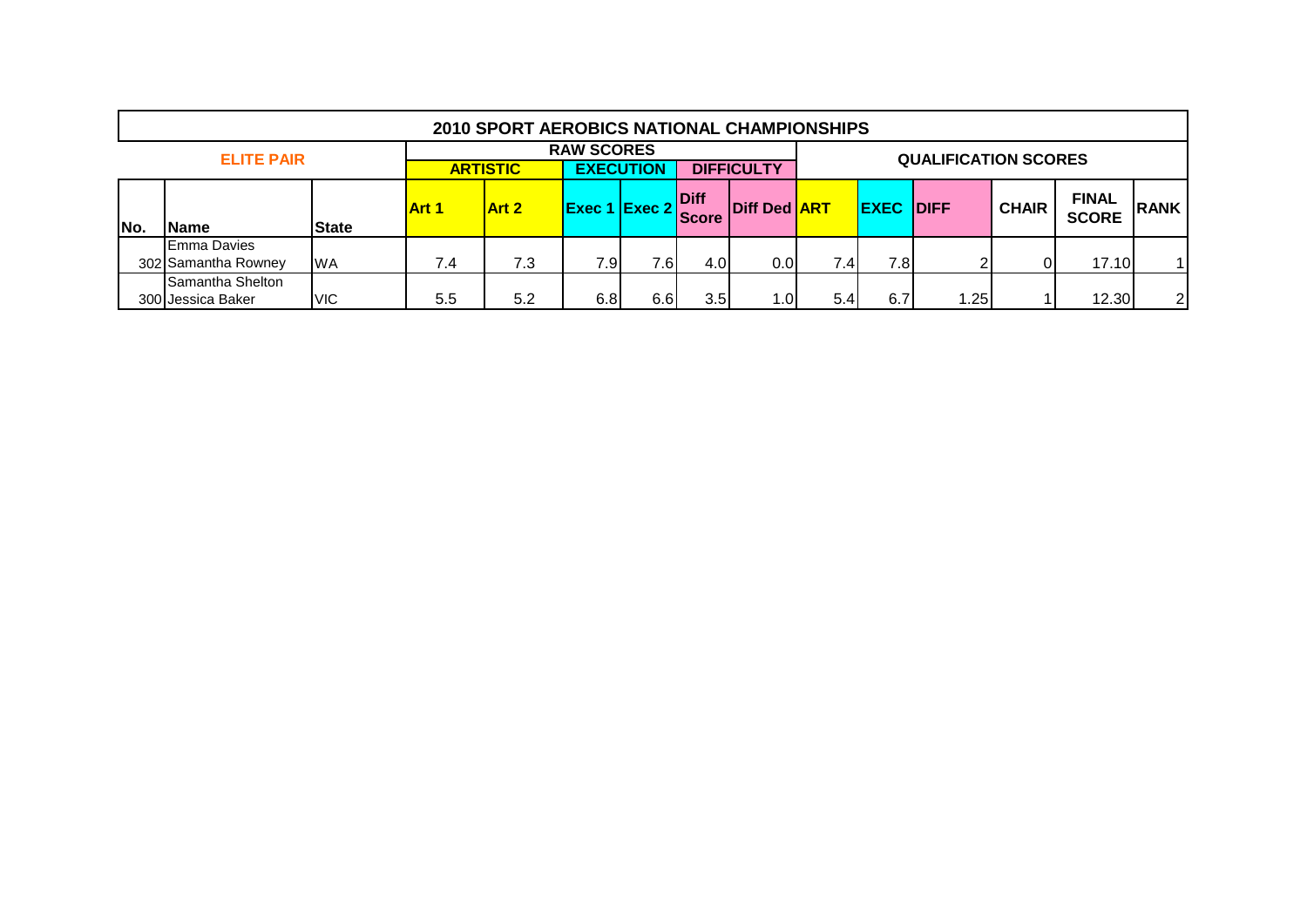| 2010 SPORT AEROBICS NATIONAL CHAMPIONSHIPS | | | | | | | | | | | | | | |
|---|---|---|---|---|---|---|---|---|---|---|---|---|---|---|
| ELITE PAIR | | | RAW SCORES | | | | | | QUALIFICATION SCORES | | | | | |
| | | | ARTISTIC | | EXECUTION | | DIFFICULTY | | | | | | | |
| No. | Name | State | Art 1 | Art 2 | Exec 1 | Exec 2 | Diff Score | Diff Ded | ART | EXEC | DIFF | CHAIR | FINAL SCORE | RANK |
| 302 | Emma Davies Samantha Rowney | WA | 7.4 | 7.3 | 7.9 | 7.6 | 4.0 | 0.0 | 7.4 | 7.8 | 2 | 0 | 17.10 | 1 |
| 300 | Samantha Shelton Jessica Baker | VIC | 5.5 | 5.2 | 6.8 | 6.6 | 3.5 | 1.0 | 5.4 | 6.7 | 1.25 | 1 | 12.30 | 2 |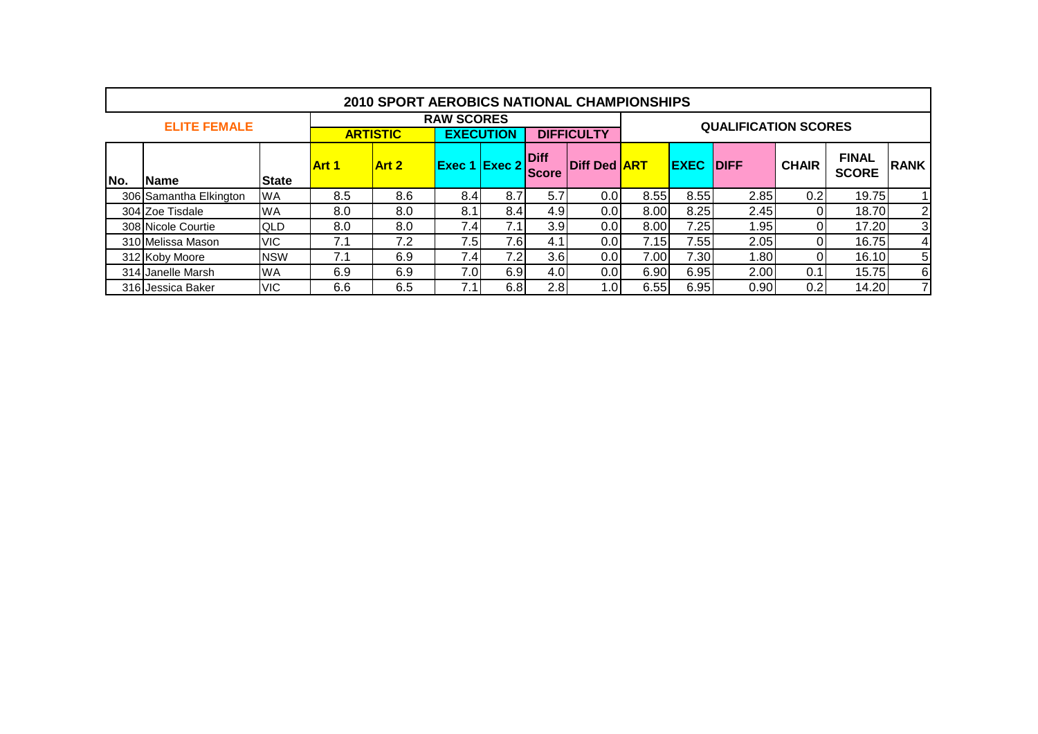| 2010 SPORT AEROBICS NATIONAL CHAMPIONSHIPS | | | | | | | | | | | | | | | |
|---|---|---|---|---|---|---|---|---|---|---|---|---|---|---|---|
| ELITE FEMALE | | | RAW SCORES | | | | | | QUALIFICATION SCORES | | | | | | |
| | | | ARTISTIC | | EXECUTION | | DIFFICULTY | | | | | | | | |
| No. | Name | State | Art 1 | Art 2 | Exec 1 | Exec 2 | Diff Score | Diff Ded | ART | EXEC | DIFF | CHAIR | FINAL SCORE | RANK |
| 306 | Samantha Elkington | WA | 8.5 | 8.6 | 8.4 | 8.7 | 5.7 | 0.0 | 8.55 | 8.55 | 2.85 | 0.2 | 19.75 | 1 |
| 304 | Zoe Tisdale | WA | 8.0 | 8.0 | 8.1 | 8.4 | 4.9 | 0.0 | 8.00 | 8.25 | 2.45 | 0 | 18.70 | 2 |
| 308 | Nicole Courtie | QLD | 8.0 | 8.0 | 7.4 | 7.1 | 3.9 | 0.0 | 8.00 | 7.25 | 1.95 | 0 | 17.20 | 3 |
| 310 | Melissa Mason | VIC | 7.1 | 7.2 | 7.5 | 7.6 | 4.1 | 0.0 | 7.15 | 7.55 | 2.05 | 0 | 16.75 | 4 |
| 312 | Koby Moore | NSW | 7.1 | 6.9 | 7.4 | 7.2 | 3.6 | 0.0 | 7.00 | 7.30 | 1.80 | 0 | 16.10 | 5 |
| 314 | Janelle Marsh | WA | 6.9 | 6.9 | 7.0 | 6.9 | 4.0 | 0.0 | 6.90 | 6.95 | 2.00 | 0.1 | 15.75 | 6 |
| 316 | Jessica Baker | VIC | 6.6 | 6.5 | 7.1 | 6.8 | 2.8 | 1.0 | 6.55 | 6.95 | 0.90 | 0.2 | 14.20 | 7 |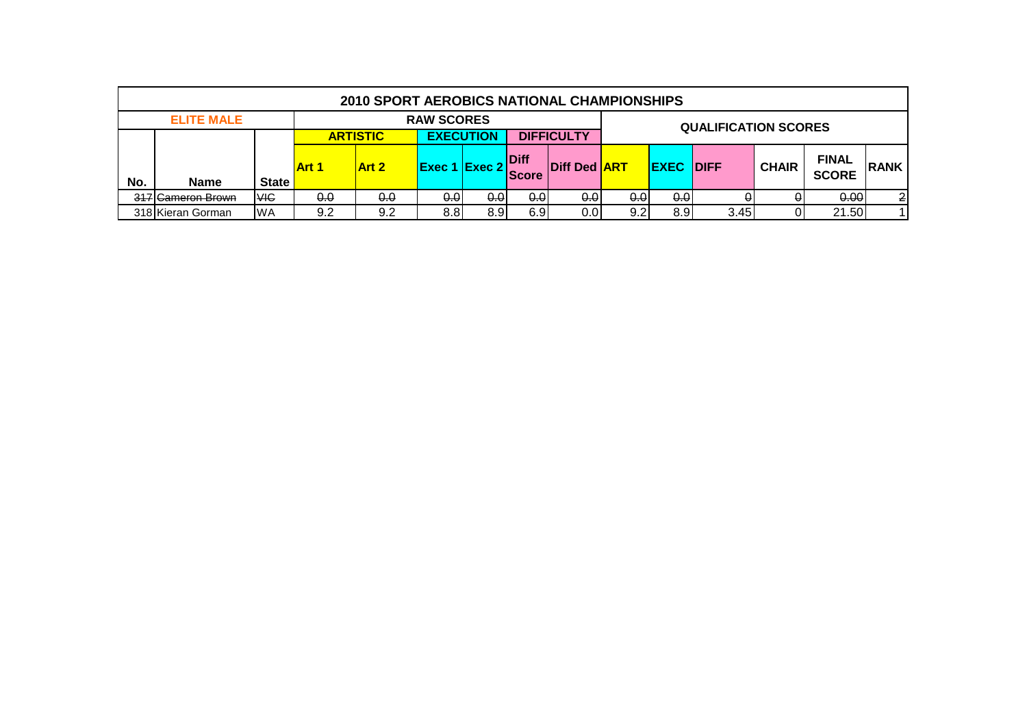| 2010 SPORT AEROBICS NATIONAL CHAMPIONSHIPS | | | | | | | | | | | | | | | |
|---|---|---|---|---|---|---|---|---|---|---|---|---|---|---|---|
| ELITE MALE | | | RAW SCORES | | | | | | QUALIFICATION SCORES | | | | | | |
| | | | ARTISTIC | | EXECUTION | | DIFFICULTY | | | | | | | | |
| No. | Name | State | Art 1 | Art 2 | Exec 1 | Exec 2 | Diff Score | Diff Ded | ART | EXEC | DIFF | CHAIR | FINAL SCORE | RANK |
| ~~317~~ | ~~Cameron Brown~~ | ~~VIC~~ | ~~0.0~~ | ~~0.0~~ | ~~0.0~~ | ~~0.0~~ | ~~0.0~~ | ~~0.0~~ | ~~0.0~~ | ~~0.0~~ | ~~0~~ | ~~0~~ | ~~0.00~~ | ~~2~~ |
| 318 | Kieran Gorman | WA | 9.2 | 9.2 | 8.8 | 8.9 | 6.9 | 0.0 | 9.2 | 8.9 | 3.45 | 0 | 21.50 | 1 |